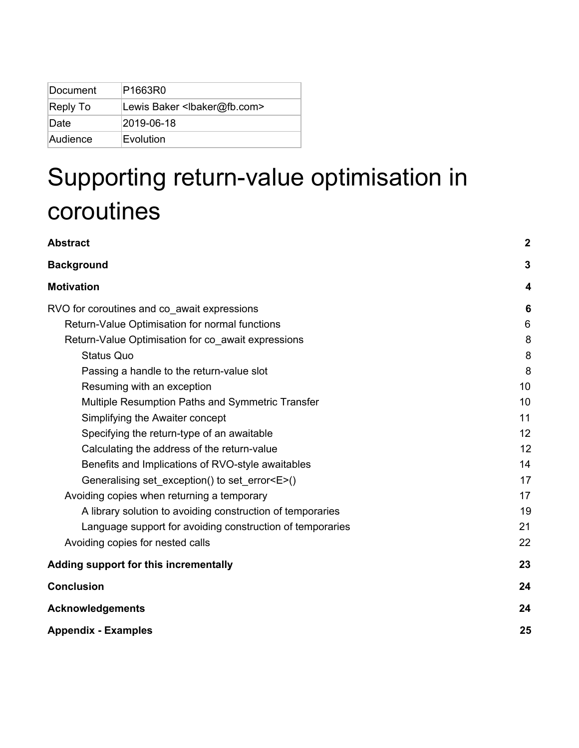| Document | P1663R0 |
| --- | --- |
| Reply To | Lewis Baker <lbaker@fb.com> |
| Date | 2019-06-18 |
| Audience | Evolution |

# Supporting return-value optimisation in coroutines

| | |
| --- | --- |
| **Abstract** | **2** |
| **Background** | **3** |
| **Motivation** | **4** |
| RVO for coroutines and co_await expressions | **6** |
| Return-Value Optimisation for normal functions | 6 |
| Return-Value Optimisation for co_await expressions | 8 |
| Status Quo | 8 |
| Passing a handle to the return-value slot | 8 |
| Resuming with an exception | 10 |
| Multiple Resumption Paths and Symmetric Transfer | 10 |
| Simplifying the Awaiter concept | 11 |
| Specifying the return-type of an awaitable | 12 |
| Calculating the address of the return-value | 12 |
| Benefits and Implications of RVO-style awaitables | 14 |
| Generalising set_exception() to set_error<E>() | 17 |
| Avoiding copies when returning a temporary | 17 |
| A library solution to avoiding construction of temporaries | 19 |
| Language support for avoiding construction of temporaries | 21 |
| Avoiding copies for nested calls | 22 |
| **Adding support for this incrementally** | **23** |
| **Conclusion** | **24** |
| **Acknowledgements** | **24** |
| **Appendix - Examples** | **25** |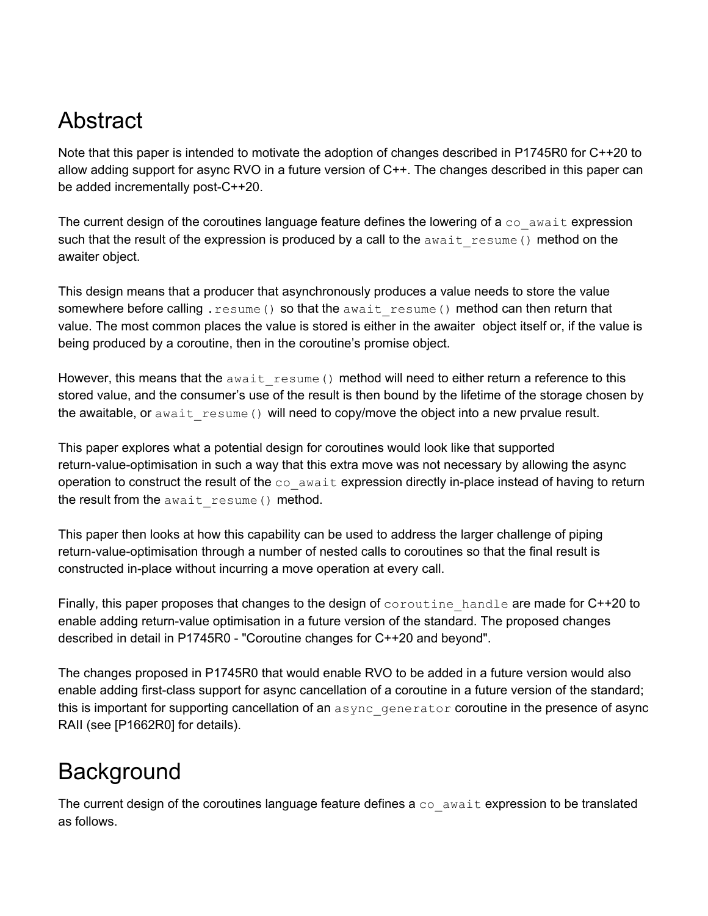# Abstract

Note that this paper is intended to motivate the adoption of changes described in P1745R0 for C++20 to allow adding support for async RVO in a future version of C++. The changes described in this paper can be added incrementally post-C++20.

The current design of the coroutines language feature defines the lowering of a `co_await` expression such that the result of the expression is produced by a call to the `await_resume()` method on the awaiter object.

This design means that a producer that asynchronously produces a value needs to store the value somewhere before calling `.resume()` so that the `await_resume()` method can then return that value. The most common places the value is stored is either in the awaiter object itself or, if the value is being produced by a coroutine, then in the coroutine's promise object.

However, this means that the `await_resume()` method will need to either return a reference to this stored value, and the consumer's use of the result is then bound by the lifetime of the storage chosen by the awaitable, or `await_resume()` will need to copy/move the object into a new prvalue result.

This paper explores what a potential design for coroutines would look like that supported return-value-optimisation in such a way that this extra move was not necessary by allowing the async operation to construct the result of the `co_await` expression directly in-place instead of having to return the result from the `await_resume()` method.

This paper then looks at how this capability can be used to address the larger challenge of piping return-value-optimisation through a number of nested calls to coroutines so that the final result is constructed in-place without incurring a move operation at every call.

Finally, this paper proposes that changes to the design of `coroutine_handle` are made for C++20 to enable adding return-value optimisation in a future version of the standard. The proposed changes described in detail in P1745R0 - "Coroutine changes for C++20 and beyond".

The changes proposed in P1745R0 that would enable RVO to be added in a future version would also enable adding first-class support for async cancellation of a coroutine in a future version of the standard; this is important for supporting cancellation of an `async_generator` coroutine in the presence of async RAII (see [P1662R0] for details).

# Background

The current design of the coroutines language feature defines a `co_await` expression to be translated as follows.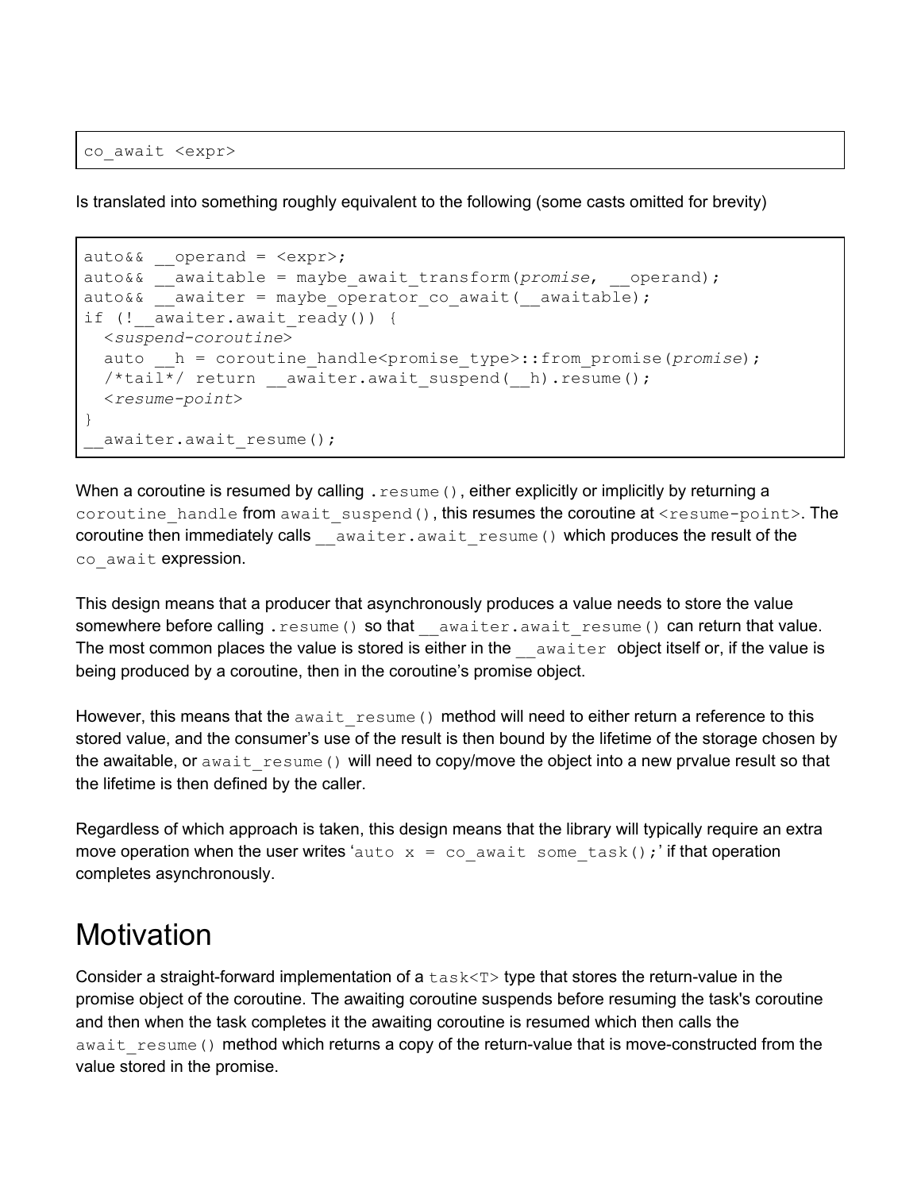```
co_await <expr>
```

Is translated into something roughly equivalent to the following (some casts omitted for brevity)

```
auto&& __operand = <expr>;
auto&& __awaitable = maybe_await_transform(promise, __operand);
auto&& __awaiter = maybe_operator_co_await(__awaitable);
if (!__awaiter.await_ready()) {
  <suspend-coroutine>
  auto __h = coroutine_handle<promise_type>::from_promise(promise);
  /*tail*/ return __awaiter.await_suspend(__h).resume();
  <resume-point>
}
__awaiter.await_resume();
```

When a coroutine is resumed by calling `.resume()`, either explicitly or implicitly by returning a `coroutine_handle` from `await_suspend()`, this resumes the coroutine at `<resume-point>`. The coroutine then immediately calls `__awaiter.await_resume()` which produces the result of the `co_await` expression.

This design means that a producer that asynchronously produces a value needs to store the value somewhere before calling `.resume()` so that `__awaiter.await_resume()` can return that value. The most common places the value is stored is either in the `__awaiter` object itself or, if the value is being produced by a coroutine, then in the coroutine's promise object.

However, this means that the `await_resume()` method will need to either return a reference to this stored value, and the consumer's use of the result is then bound by the lifetime of the storage chosen by the awaitable, or `await_resume()` will need to copy/move the object into a new prvalue result so that the lifetime is then defined by the caller.

Regardless of which approach is taken, this design means that the library will typically require an extra move operation when the user writes '`auto x = co_await some_task();`' if that operation completes asynchronously.

# Motivation

Consider a straight-forward implementation of a `task<T>` type that stores the return-value in the promise object of the coroutine. The awaiting coroutine suspends before resuming the task's coroutine and then when the task completes it the awaiting coroutine is resumed which then calls the `await_resume()` method which returns a copy of the return-value that is move-constructed from the value stored in the promise.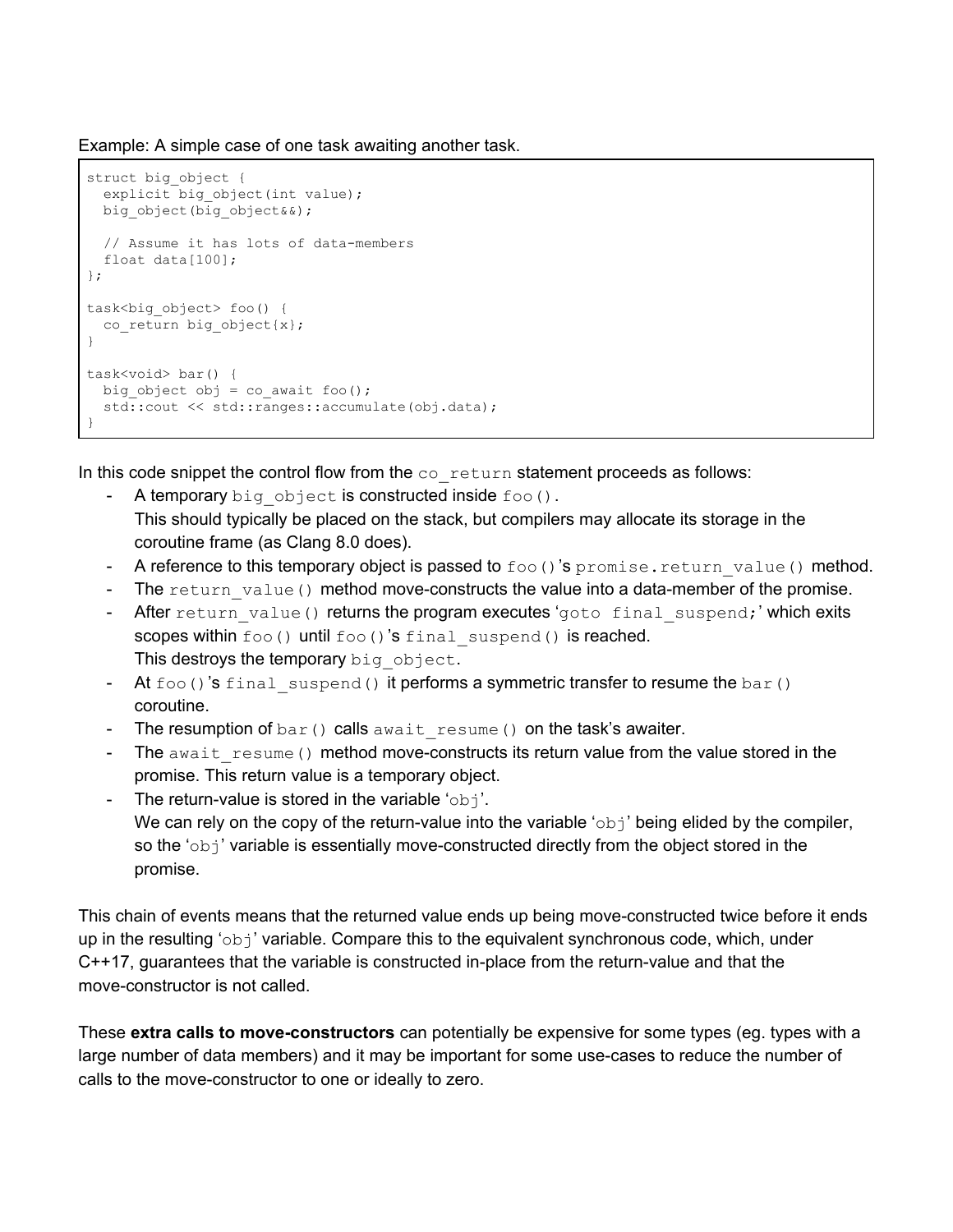Example: A simple case of one task awaiting another task.

```
struct big_object {
  explicit big_object(int value);
  big_object(big_object&&);

  // Assume it has lots of data-members
  float data[100];
};

task<big_object> foo() {
  co_return big_object{x};
}

task<void> bar() {
  big_object obj = co_await foo();
  std::cout << std::ranges::accumulate(obj.data);
}
```

In this code snippet the control flow from the `co_return` statement proceeds as follows:

- A temporary `big_object` is constructed inside `foo()`.
  This should typically be placed on the stack, but compilers may allocate its storage in the coroutine frame (as Clang 8.0 does).
- A reference to this temporary object is passed to `foo()`'s `promise.return_value()` method.
- The `return_value()` method move-constructs the value into a data-member of the promise.
- After `return_value()` returns the program executes '`goto final_suspend;`' which exits scopes within `foo()` until `foo()`'s `final_suspend()` is reached.
  This destroys the temporary `big_object`.
- At `foo()`'s `final_suspend()` it performs a symmetric transfer to resume the `bar()` coroutine.
- The resumption of `bar()` calls `await_resume()` on the task's awaiter.
- The `await_resume()` method move-constructs its return value from the value stored in the promise. This return value is a temporary object.
- The return-value is stored in the variable '`obj`'.
  We can rely on the copy of the return-value into the variable '`obj`' being elided by the compiler, so the '`obj`' variable is essentially move-constructed directly from the object stored in the promise.

This chain of events means that the returned value ends up being move-constructed twice before it ends up in the resulting '`obj`' variable. Compare this to the equivalent synchronous code, which, under C++17, guarantees that the variable is constructed in-place from the return-value and that the move-constructor is not called.

These **extra calls to move-constructors** can potentially be expensive for some types (eg. types with a large number of data members) and it may be important for some use-cases to reduce the number of calls to the move-constructor to one or ideally to zero.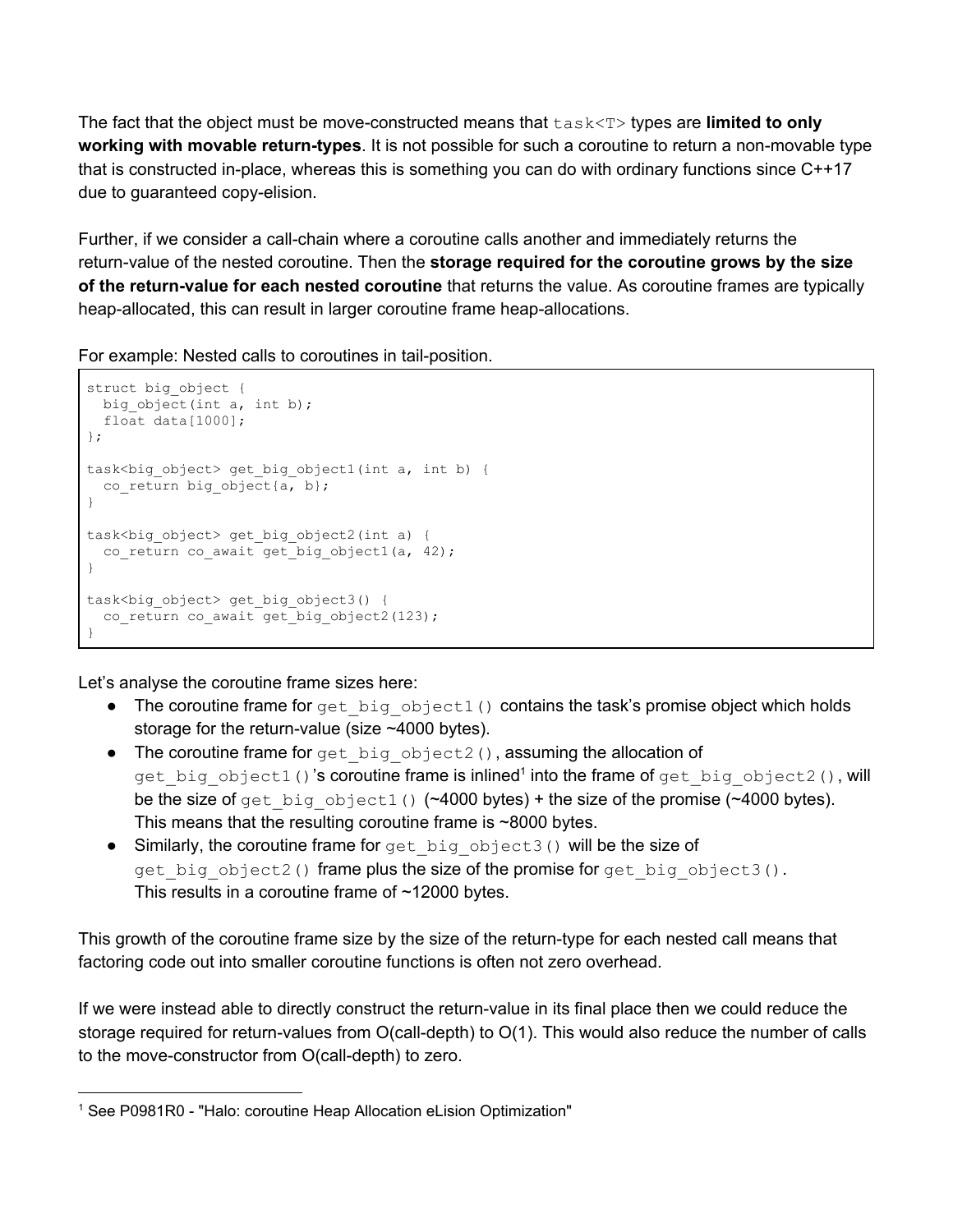The fact that the object must be move-constructed means that `task<T>` types are **limited to only working with movable return-types**. It is not possible for such a coroutine to return a non-movable type that is constructed in-place, whereas this is something you can do with ordinary functions since C++17 due to guaranteed copy-elision.

Further, if we consider a call-chain where a coroutine calls another and immediately returns the return-value of the nested coroutine. Then the **storage required for the coroutine grows by the size of the return-value for each nested coroutine** that returns the value. As coroutine frames are typically heap-allocated, this can result in larger coroutine frame heap-allocations.

For example: Nested calls to coroutines in tail-position.

```
struct big_object {
  big_object(int a, int b);
  float data[1000];
};

task<big_object> get_big_object1(int a, int b) {
  co_return big_object{a, b};
}

task<big_object> get_big_object2(int a) {
  co_return co_await get_big_object1(a, 42);
}

task<big_object> get_big_object3() {
  co_return co_await get_big_object2(123);
}
```

Let's analyse the coroutine frame sizes here:

- The coroutine frame for `get_big_object1()` contains the task's promise object which holds storage for the return-value (size ~4000 bytes).
- The coroutine frame for `get_big_object2()`, assuming the allocation of `get_big_object1()`'s coroutine frame is inlined[1] into the frame of `get_big_object2()`, will be the size of `get_big_object1()` (~4000 bytes) + the size of the promise (~4000 bytes). This means that the resulting coroutine frame is ~8000 bytes.
- Similarly, the coroutine frame for `get_big_object3()` will be the size of `get_big_object2()` frame plus the size of the promise for `get_big_object3()`. This results in a coroutine frame of ~12000 bytes.

This growth of the coroutine frame size by the size of the return-type for each nested call means that factoring code out into smaller coroutine functions is often not zero overhead.

If we were instead able to directly construct the return-value in its final place then we could reduce the storage required for return-values from O(call-depth) to O(1). This would also reduce the number of calls to the move-constructor from O(call-depth) to zero.

---

[1] See P0981R0 - "Halo: coroutine Heap Allocation eLision Optimization"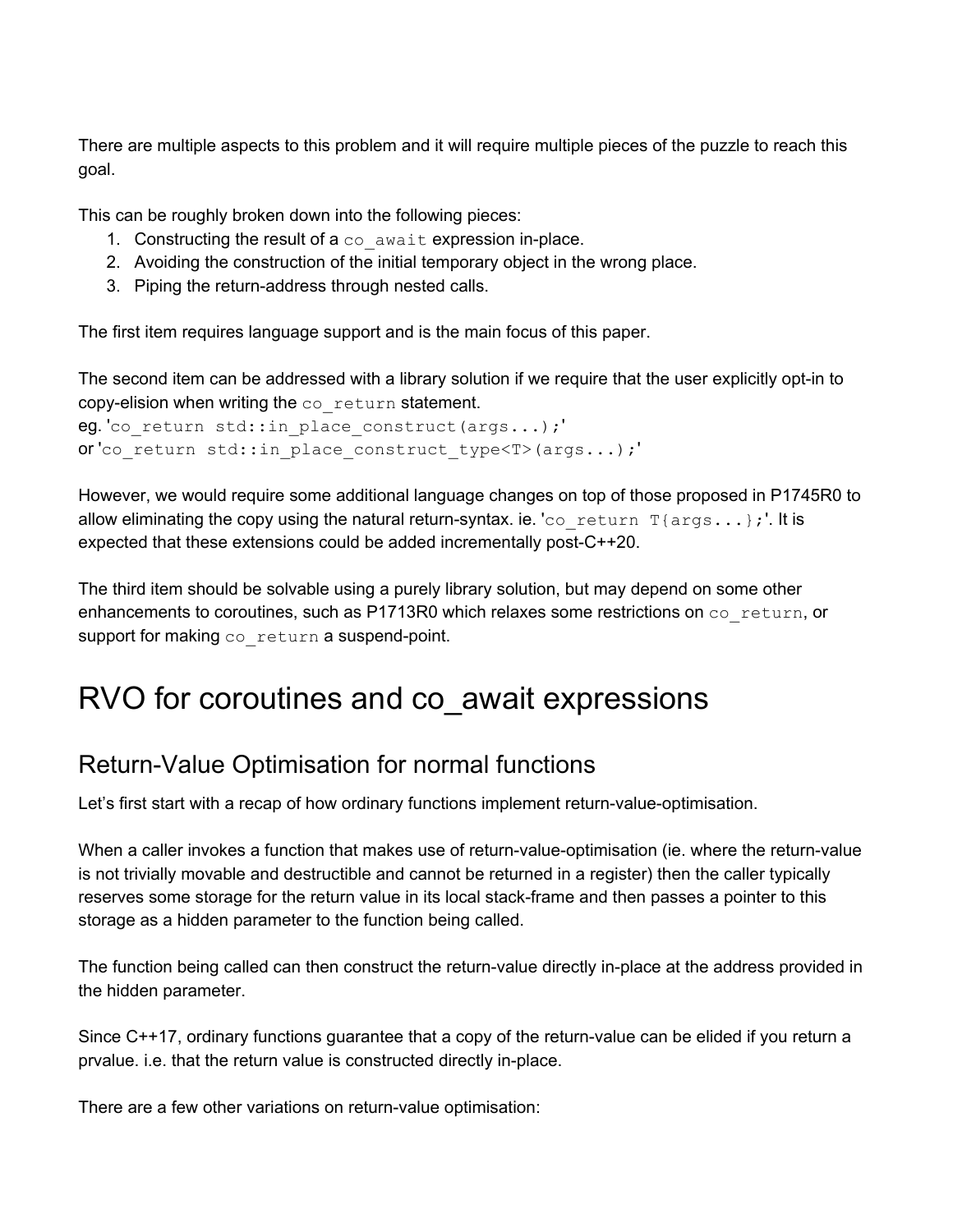There are multiple aspects to this problem and it will require multiple pieces of the puzzle to reach this goal.

This can be roughly broken down into the following pieces:

1. Constructing the result of a `co_await` expression in-place.
2. Avoiding the construction of the initial temporary object in the wrong place.
3. Piping the return-address through nested calls.

The first item requires language support and is the main focus of this paper.

The second item can be addressed with a library solution if we require that the user explicitly opt-in to copy-elision when writing the `co_return` statement.
eg. '`co_return std::in_place_construct(args...);`'
or '`co_return std::in_place_construct_type<T>(args...);`'

However, we would require some additional language changes on top of those proposed in P1745R0 to allow eliminating the copy using the natural return-syntax. ie. '`co_return T{args...};`'. It is expected that these extensions could be added incrementally post-C++20.

The third item should be solvable using a purely library solution, but may depend on some other enhancements to coroutines, such as P1713R0 which relaxes some restrictions on `co_return`, or support for making `co_return` a suspend-point.

# RVO for coroutines and co_await expressions

## Return-Value Optimisation for normal functions

Let's first start with a recap of how ordinary functions implement return-value-optimisation.

When a caller invokes a function that makes use of return-value-optimisation (ie. where the return-value is not trivially movable and destructible and cannot be returned in a register) then the caller typically reserves some storage for the return value in its local stack-frame and then passes a pointer to this storage as a hidden parameter to the function being called.

The function being called can then construct the return-value directly in-place at the address provided in the hidden parameter.

Since C++17, ordinary functions guarantee that a copy of the return-value can be elided if you return a prvalue. i.e. that the return value is constructed directly in-place.

There are a few other variations on return-value optimisation: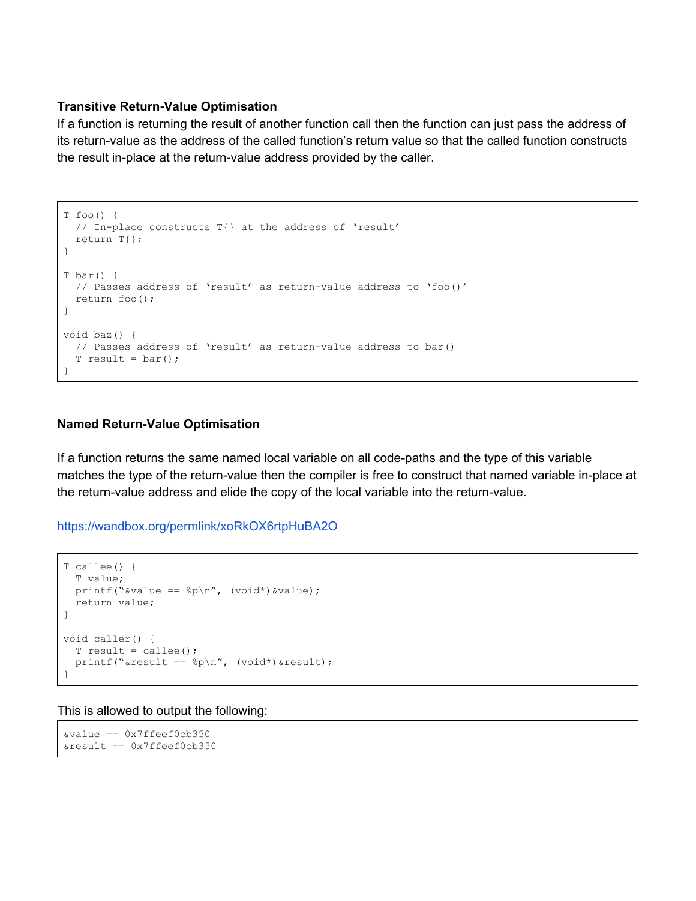**Transitive Return-Value Optimisation**

If a function is returning the result of another function call then the function can just pass the address of its return-value as the address of the called function's return value so that the called function constructs the result in-place at the return-value address provided by the caller.

```
T foo() {
  // In-place constructs T{} at the address of 'result'
  return T{};
}

T bar() {
  // Passes address of 'result' as return-value address to 'foo()'
  return foo();
}

void baz() {
  // Passes address of 'result' as return-value address to bar()
  T result = bar();
}
```

**Named Return-Value Optimisation**

If a function returns the same named local variable on all code-paths and the type of this variable matches the type of the return-value then the compiler is free to construct that named variable in-place at the return-value address and elide the copy of the local variable into the return-value.

https://wandbox.org/permlink/xoRkOX6rtpHuBA2O

```
T callee() {
  T value;
  printf("&value == %p\n", (void*)&value);
  return value;
}

void caller() {
  T result = callee();
  printf("&result == %p\n", (void*)&result);
}
```

This is allowed to output the following:

```
&value == 0x7ffeef0cb350
&result == 0x7ffeef0cb350
```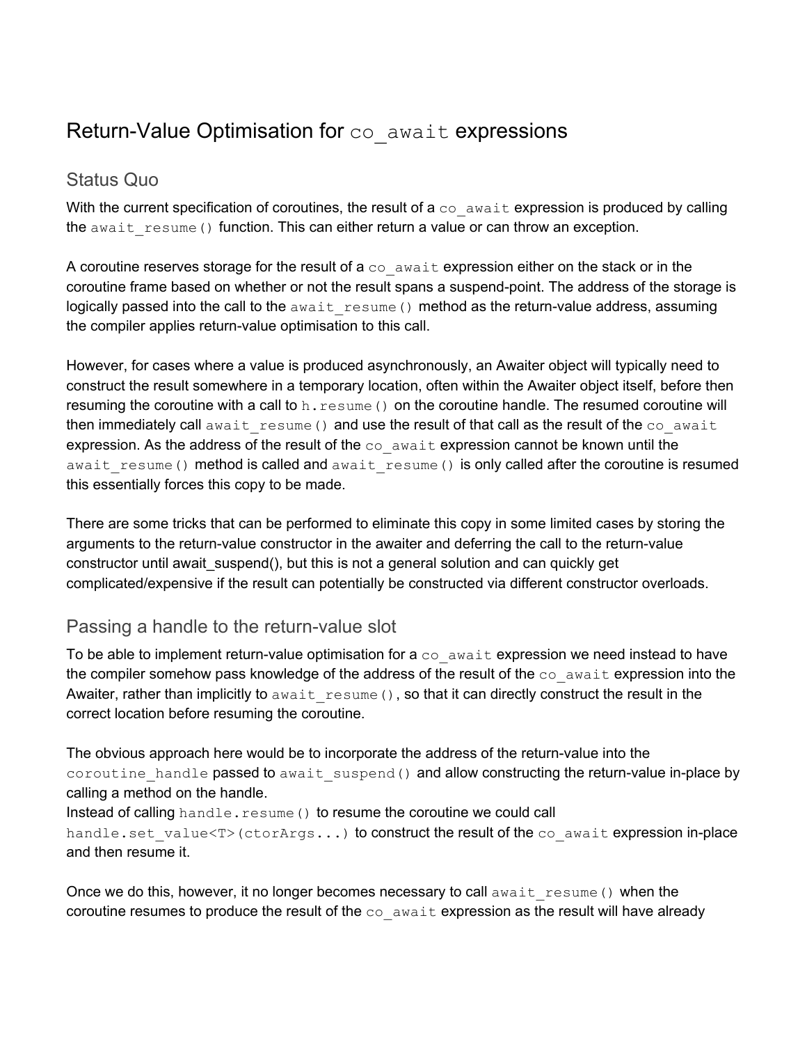# Return-Value Optimisation for `co_await` expressions

## Status Quo

With the current specification of coroutines, the result of a `co_await` expression is produced by calling the `await_resume()` function. This can either return a value or can throw an exception.

A coroutine reserves storage for the result of a `co_await` expression either on the stack or in the coroutine frame based on whether or not the result spans a suspend-point. The address of the storage is logically passed into the call to the `await_resume()` method as the return-value address, assuming the compiler applies return-value optimisation to this call.

However, for cases where a value is produced asynchronously, an Awaiter object will typically need to construct the result somewhere in a temporary location, often within the Awaiter object itself, before then resuming the coroutine with a call to `h.resume()` on the coroutine handle. The resumed coroutine will then immediately call `await_resume()` and use the result of that call as the result of the `co_await` expression. As the address of the result of the `co_await` expression cannot be known until the `await_resume()` method is called and `await_resume()` is only called after the coroutine is resumed this essentially forces this copy to be made.

There are some tricks that can be performed to eliminate this copy in some limited cases by storing the arguments to the return-value constructor in the awaiter and deferring the call to the return-value constructor until await_suspend(), but this is not a general solution and can quickly get complicated/expensive if the result can potentially be constructed via different constructor overloads.

## Passing a handle to the return-value slot

To be able to implement return-value optimisation for a `co_await` expression we need instead to have the compiler somehow pass knowledge of the address of the result of the `co_await` expression into the Awaiter, rather than implicitly to `await_resume()`, so that it can directly construct the result in the correct location before resuming the coroutine.

The obvious approach here would be to incorporate the address of the return-value into the `coroutine_handle` passed to `await_suspend()` and allow constructing the return-value in-place by calling a method on the handle.
Instead of calling `handle.resume()` to resume the coroutine we could call `handle.set_value<T>(ctorArgs...)` to construct the result of the `co_await` expression in-place and then resume it.

Once we do this, however, it no longer becomes necessary to call `await_resume()` when the coroutine resumes to produce the result of the `co_await` expression as the result will have already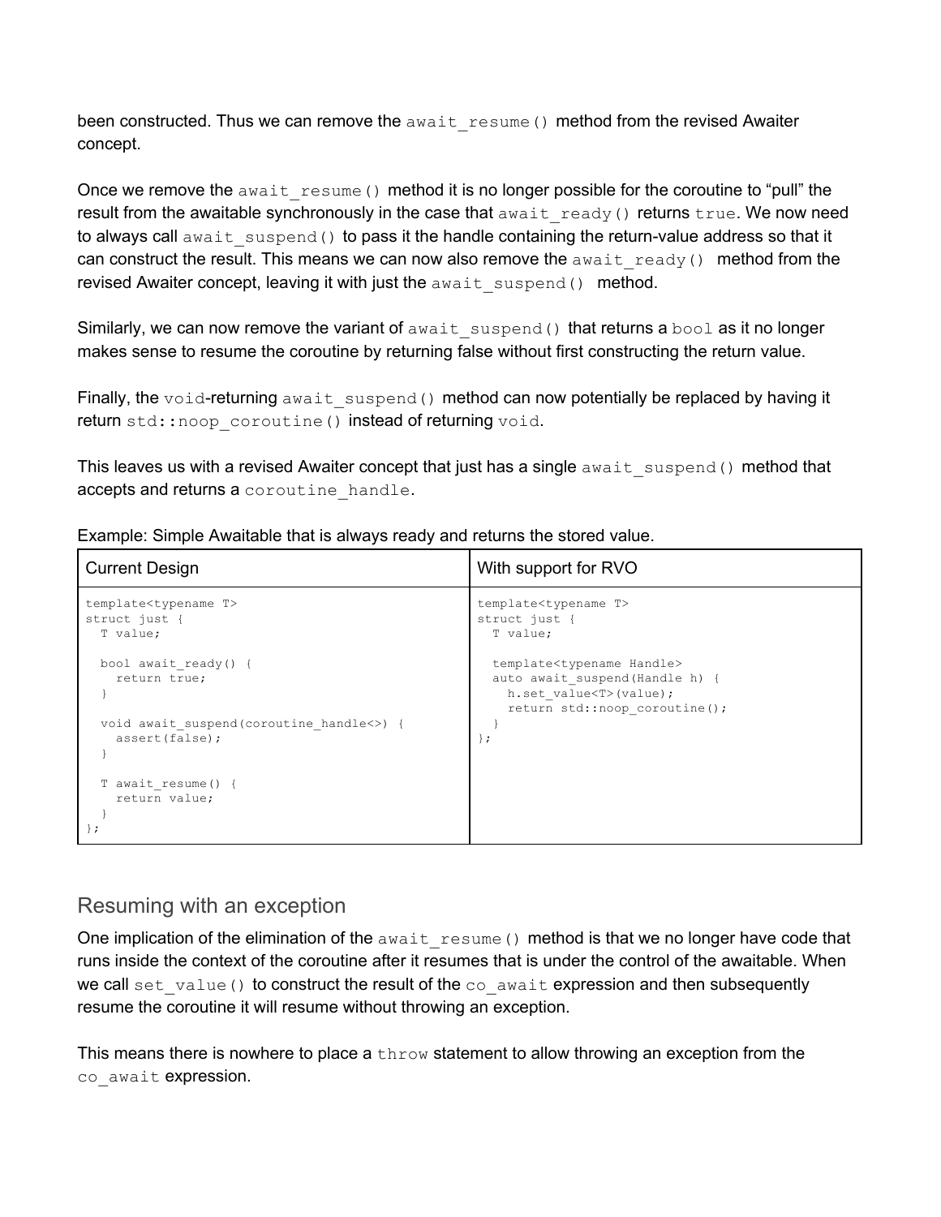been constructed. Thus we can remove the `await_resume()` method from the revised Awaiter concept.

Once we remove the `await_resume()` method it is no longer possible for the coroutine to "pull" the result from the awaitable synchronously in the case that `await_ready()` returns `true`. We now need to always call `await_suspend()` to pass it the handle containing the return-value address so that it can construct the result. This means we can now also remove the `await_ready()` method from the revised Awaiter concept, leaving it with just the `await_suspend()` method.

Similarly, we can now remove the variant of `await_suspend()` that returns a `bool` as it no longer makes sense to resume the coroutine by returning false without first constructing the return value.

Finally, the `void`-returning `await_suspend()` method can now potentially be replaced by having it return `std::noop_coroutine()` instead of returning `void`.

This leaves us with a revised Awaiter concept that just has a single `await_suspend()` method that accepts and returns a `coroutine_handle`.

Example: Simple Awaitable that is always ready and returns the stored value.

| Current Design | With support for RVO |
|---|---|
| <pre>template<typename T><br>struct just {<br>  T value;<br><br>  bool await_ready() {<br>    return true;<br>  }<br><br>  void await_suspend(coroutine_handle<>) {<br>    assert(false);<br>  }<br><br>  T await_resume() {<br>    return value;<br>  }<br>};</pre> | <pre>template<typename T><br>struct just {<br>  T value;<br><br>  template<typename Handle><br>  auto await_suspend(Handle h) {<br>    h.set_value<T>(value);<br>    return std::noop_coroutine();<br>  }<br>};</pre> |

## Resuming with an exception

One implication of the elimination of the `await_resume()` method is that we no longer have code that runs inside the context of the coroutine after it resumes that is under the control of the awaitable. When we call `set_value()` to construct the result of the `co_await` expression and then subsequently resume the coroutine it will resume without throwing an exception.

This means there is nowhere to place a `throw` statement to allow throwing an exception from the `co_await` expression.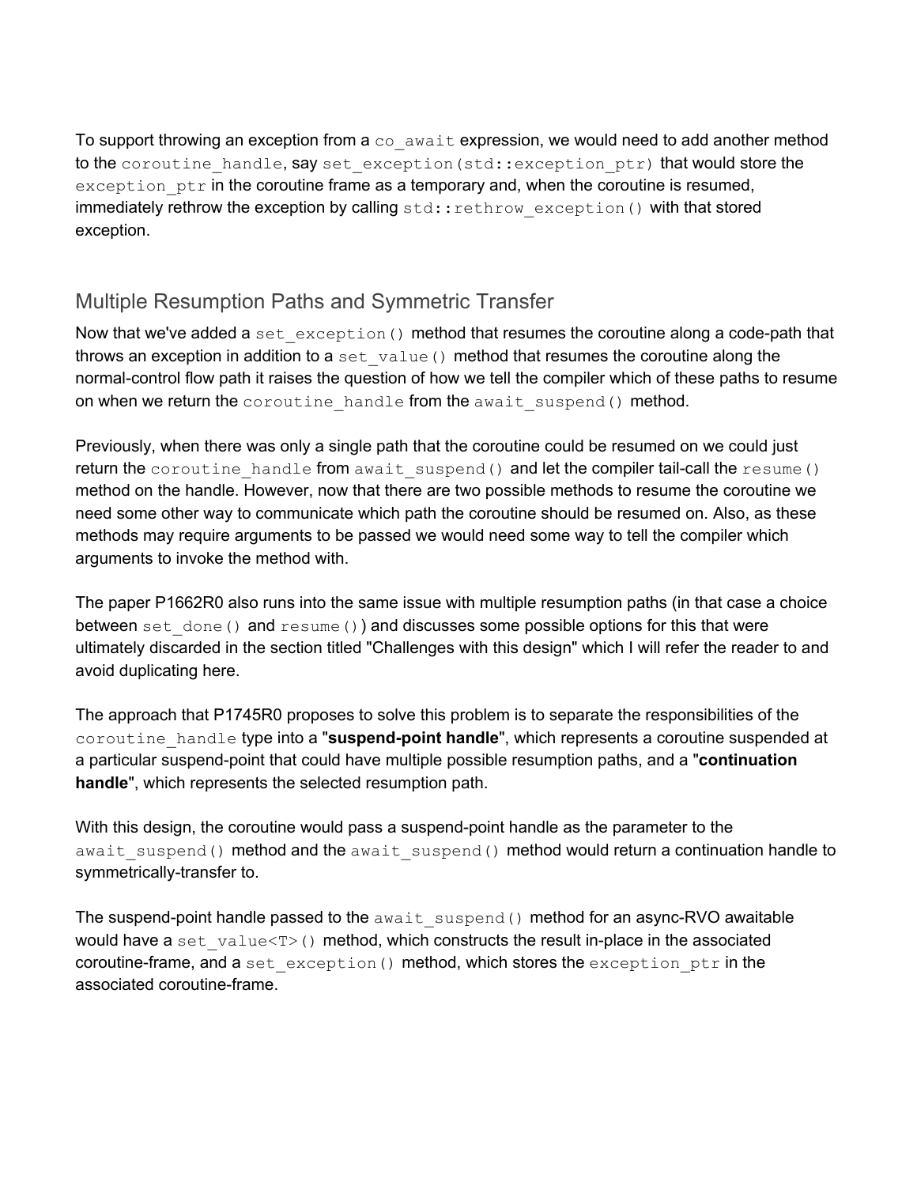To support throwing an exception from a `co_await` expression, we would need to add another method to the `coroutine_handle`, say `set_exception(std::exception_ptr)` that would store the `exception_ptr` in the coroutine frame as a temporary and, when the coroutine is resumed, immediately rethrow the exception by calling `std::rethrow_exception()` with that stored exception.

## Multiple Resumption Paths and Symmetric Transfer

Now that we've added a `set_exception()` method that resumes the coroutine along a code-path that throws an exception in addition to a `set_value()` method that resumes the coroutine along the normal-control flow path it raises the question of how we tell the compiler which of these paths to resume on when we return the `coroutine_handle` from the `await_suspend()` method.

Previously, when there was only a single path that the coroutine could be resumed on we could just return the `coroutine_handle` from `await_suspend()` and let the compiler tail-call the `resume()` method on the handle. However, now that there are two possible methods to resume the coroutine we need some other way to communicate which path the coroutine should be resumed on. Also, as these methods may require arguments to be passed we would need some way to tell the compiler which arguments to invoke the method with.

The paper P1662R0 also runs into the same issue with multiple resumption paths (in that case a choice between `set_done()` and `resume()`) and discusses some possible options for this that were ultimately discarded in the section titled "Challenges with this design" which I will refer the reader to and avoid duplicating here.

The approach that P1745R0 proposes to solve this problem is to separate the responsibilities of the `coroutine_handle` type into a "**suspend-point handle**", which represents a coroutine suspended at a particular suspend-point that could have multiple possible resumption paths, and a "**continuation handle**", which represents the selected resumption path.

With this design, the coroutine would pass a suspend-point handle as the parameter to the `await_suspend()` method and the `await_suspend()` method would return a continuation handle to symmetrically-transfer to.

The suspend-point handle passed to the `await_suspend()` method for an async-RVO awaitable would have a `set_value<T>()` method, which constructs the result in-place in the associated coroutine-frame, and a `set_exception()` method, which stores the `exception_ptr` in the associated coroutine-frame.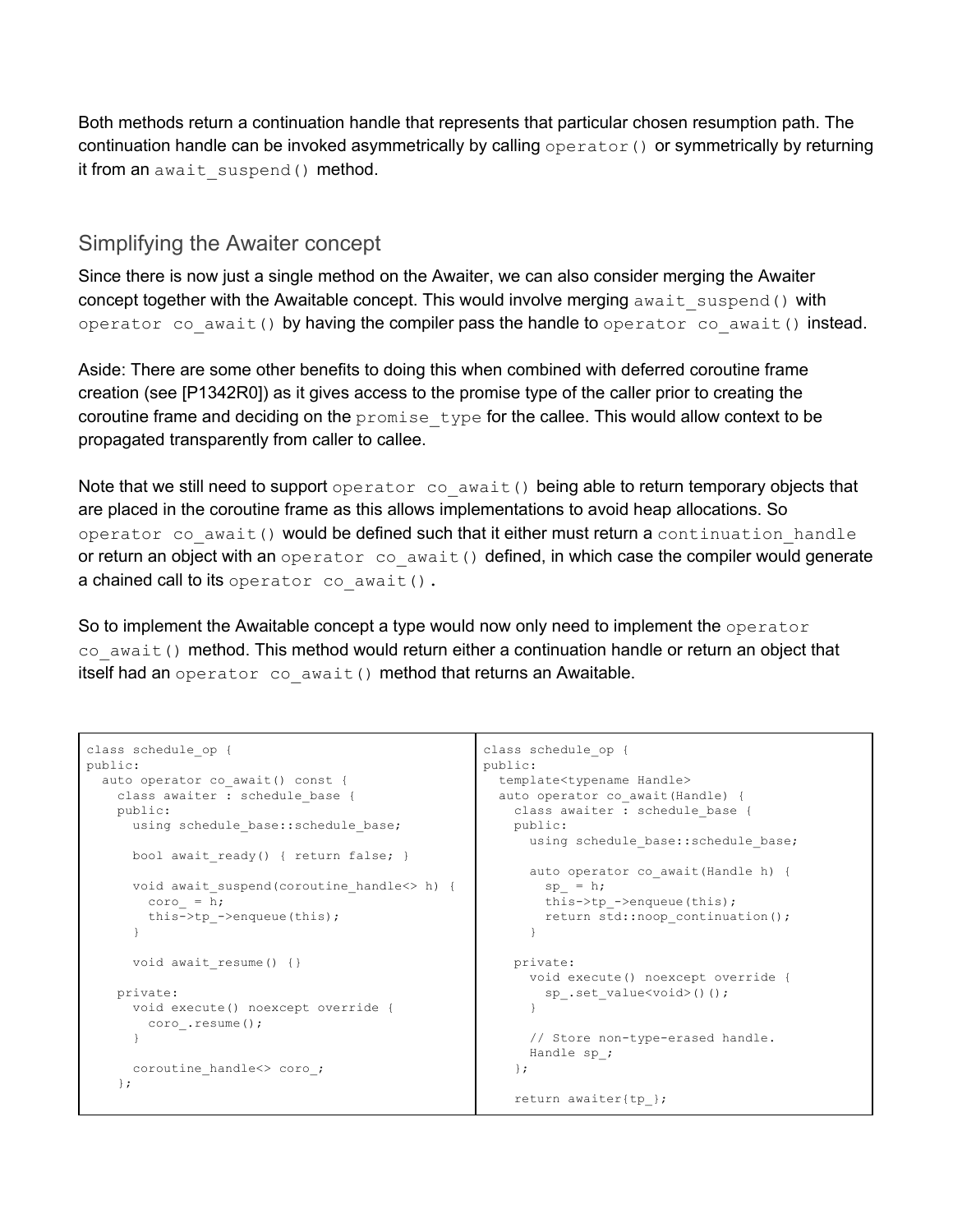Both methods return a continuation handle that represents that particular chosen resumption path. The continuation handle can be invoked asymmetrically by calling `operator()` or symmetrically by returning it from an `await_suspend()` method.

## Simplifying the Awaiter concept

Since there is now just a single method on the Awaiter, we can also consider merging the Awaiter concept together with the Awaitable concept. This would involve merging `await_suspend()` with `operator co_await()` by having the compiler pass the handle to `operator co_await()` instead.

Aside: There are some other benefits to doing this when combined with deferred coroutine frame creation (see [P1342R0]) as it gives access to the promise type of the caller prior to creating the coroutine frame and deciding on the `promise_type` for the callee. This would allow context to be propagated transparently from caller to callee.

Note that we still need to support `operator co_await()` being able to return temporary objects that are placed in the coroutine frame as this allows implementations to avoid heap allocations. So `operator co_await()` would be defined such that it either must return a `continuation_handle` or return an object with an `operator co_await()` defined, in which case the compiler would generate a chained call to its `operator co_await()`.

So to implement the Awaitable concept a type would now only need to implement the `operator co_await()` method. This method would return either a continuation handle or return an object that itself had an `operator co_await()` method that returns an Awaitable.

```
class schedule_op {
public:
  auto operator co_await() const {
    class awaiter : schedule_base {
    public:
      using schedule_base::schedule_base;

      bool await_ready() { return false; }

      void await_suspend(coroutine_handle<> h) {
        coro_ = h;
        this->tp_->enqueue(this);
      }

      void await_resume() {}

    private:
      void execute() noexcept override {
        coro_.resume();
      }

      coroutine_handle<> coro_;
    };
```

```
class schedule_op {
public:
  template<typename Handle>
  auto operator co_await(Handle) {
    class awaiter : schedule_base {
    public:
      using schedule_base::schedule_base;

      auto operator co_await(Handle h) {
        sp_ = h;
        this->tp_->enqueue(this);
        return std::noop_continuation();
      }

    private:
      void execute() noexcept override {
        sp_.set_value<void>()();
      }

      // Store non-type-erased handle.
      Handle sp_;
    };

    return awaiter{tp_};
```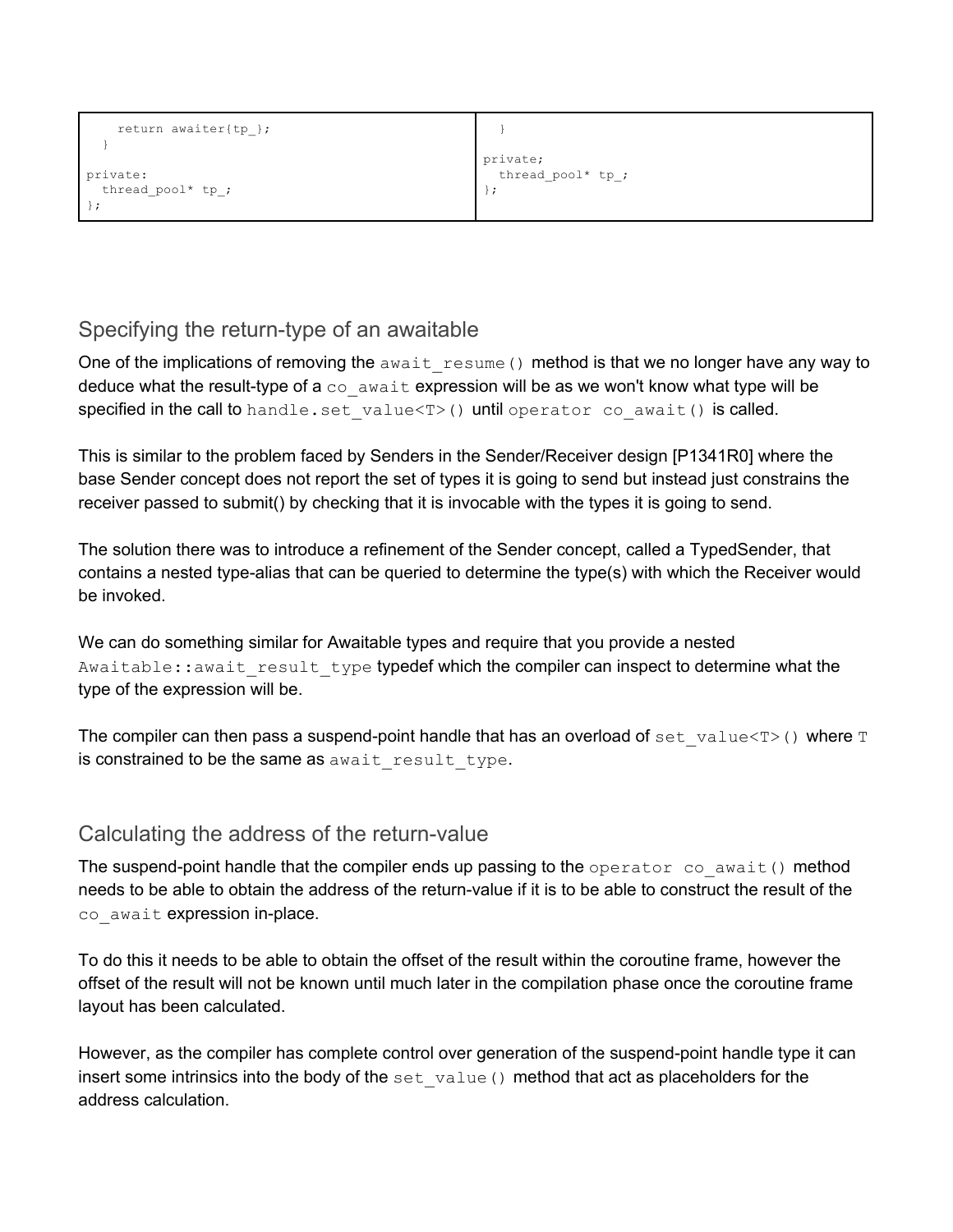| | |
|---|---|
| <pre>    return awaiter{tp_};<br>  }<br><br>private:<br>  thread_pool* tp_;<br>};</pre> | <pre>  }<br><br>private;<br>  thread_pool* tp_;<br>};</pre> |

## Specifying the return-type of an awaitable

One of the implications of removing the `await_resume()` method is that we no longer have any way to deduce what the result-type of a `co_await` expression will be as we won't know what type will be specified in the call to `handle.set_value<T>()` until `operator co_await()` is called.

This is similar to the problem faced by Senders in the Sender/Receiver design [P1341R0] where the base Sender concept does not report the set of types it is going to send but instead just constrains the receiver passed to submit() by checking that it is invocable with the types it is going to send.

The solution there was to introduce a refinement of the Sender concept, called a TypedSender, that contains a nested type-alias that can be queried to determine the type(s) with which the Receiver would be invoked.

We can do something similar for Awaitable types and require that you provide a nested `Awaitable::await_result_type` typedef which the compiler can inspect to determine what the type of the expression will be.

The compiler can then pass a suspend-point handle that has an overload of `set_value<T>()` where `T` is constrained to be the same as `await_result_type`.

## Calculating the address of the return-value

The suspend-point handle that the compiler ends up passing to the `operator co_await()` method needs to be able to obtain the address of the return-value if it is to be able to construct the result of the `co_await` expression in-place.

To do this it needs to be able to obtain the offset of the result within the coroutine frame, however the offset of the result will not be known until much later in the compilation phase once the coroutine frame layout has been calculated.

However, as the compiler has complete control over generation of the suspend-point handle type it can insert some intrinsics into the body of the `set_value()` method that act as placeholders for the address calculation.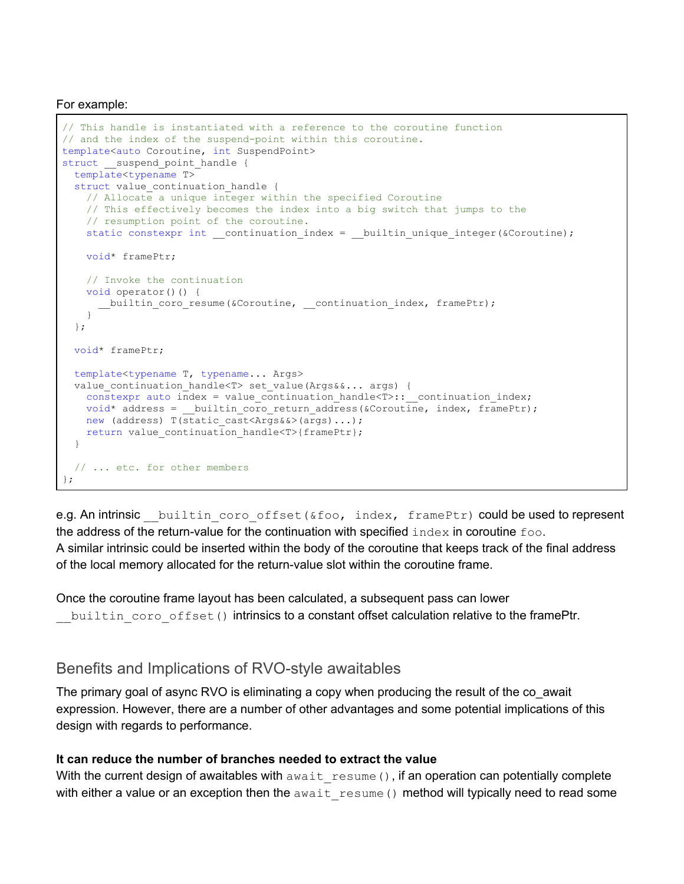For example:

```
// This handle is instantiated with a reference to the coroutine function
// and the index of the suspend-point within this coroutine.
template<auto Coroutine, int SuspendPoint>
struct __suspend_point_handle {
  template<typename T>
  struct value_continuation_handle {
    // Allocate a unique integer within the specified Coroutine
    // This effectively becomes the index into a big switch that jumps to the
    // resumption point of the coroutine.
    static constexpr int __continuation_index = __builtin_unique_integer(&Coroutine);

    void* framePtr;

    // Invoke the continuation
    void operator()() {
      __builtin_coro_resume(&Coroutine, __continuation_index, framePtr);
    }
  };

  void* framePtr;

  template<typename T, typename... Args>
  value_continuation_handle<T> set_value(Args&&... args) {
    constexpr auto index = value_continuation_handle<T>::__continuation_index;
    void* address = __builtin_coro_return_address(&Coroutine, index, framePtr);
    new (address) T(static_cast<Args&&>(args)...);
    return value_continuation_handle<T>{framePtr};
  }

  // ... etc. for other members
};
```

e.g. An intrinsic `__builtin_coro_offset(&foo, index, framePtr)` could be used to represent the address of the return-value for the continuation with specified `index` in coroutine `foo`.
A similar intrinsic could be inserted within the body of the coroutine that keeps track of the final address of the local memory allocated for the return-value slot within the coroutine frame.

Once the coroutine frame layout has been calculated, a subsequent pass can lower `__builtin_coro_offset()` intrinsics to a constant offset calculation relative to the framePtr.

## Benefits and Implications of RVO-style awaitables

The primary goal of async RVO is eliminating a copy when producing the result of the co_await expression. However, there are a number of other advantages and some potential implications of this design with regards to performance.

**It can reduce the number of branches needed to extract the value**
With the current design of awaitables with `await_resume()`, if an operation can potentially complete with either a value or an exception then the `await_resume()` method will typically need to read some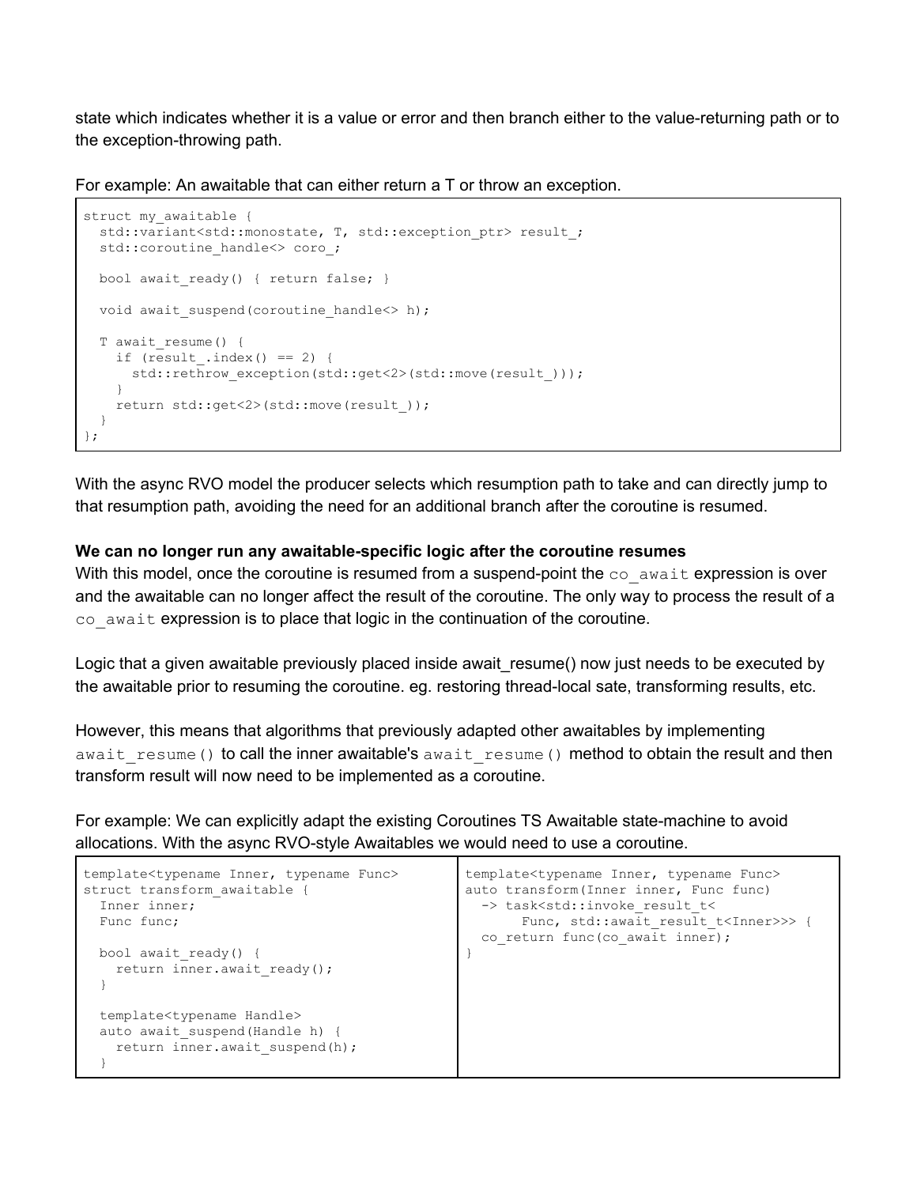state which indicates whether it is a value or error and then branch either to the value-returning path or to the exception-throwing path.

For example: An awaitable that can either return a T or throw an exception.

```
struct my_awaitable {
  std::variant<std::monostate, T, std::exception_ptr> result_;
  std::coroutine_handle<> coro_;

  bool await_ready() { return false; }

  void await_suspend(coroutine_handle<> h);

  T await_resume() {
    if (result_.index() == 2) {
      std::rethrow_exception(std::get<2>(std::move(result_)));
    }
    return std::get<2>(std::move(result_));
  }
};
```

With the async RVO model the producer selects which resumption path to take and can directly jump to that resumption path, avoiding the need for an additional branch after the coroutine is resumed.

**We can no longer run any awaitable-specific logic after the coroutine resumes**

With this model, once the coroutine is resumed from a suspend-point the `co_await` expression is over and the awaitable can no longer affect the result of the coroutine. The only way to process the result of a `co_await` expression is to place that logic in the continuation of the coroutine.

Logic that a given awaitable previously placed inside await_resume() now just needs to be executed by the awaitable prior to resuming the coroutine. eg. restoring thread-local sate, transforming results, etc.

However, this means that algorithms that previously adapted other awaitables by implementing `await_resume()` to call the inner awaitable's `await_resume()` method to obtain the result and then transform result will now need to be implemented as a coroutine.

For example: We can explicitly adapt the existing Coroutines TS Awaitable state-machine to avoid allocations. With the async RVO-style Awaitables we would need to use a coroutine.

```
template<typename Inner, typename Func>
struct transform_awaitable {
  Inner inner;
  Func func;

  bool await_ready() {
    return inner.await_ready();
  }

  template<typename Handle>
  auto await_suspend(Handle h) {
    return inner.await_suspend(h);
  }
```

```
template<typename Inner, typename Func>
auto transform(Inner inner, Func func)
  -> task<std::invoke_result_t<
       Func, std::await_result_t<Inner>>> {
  co_return func(co_await inner);
}
```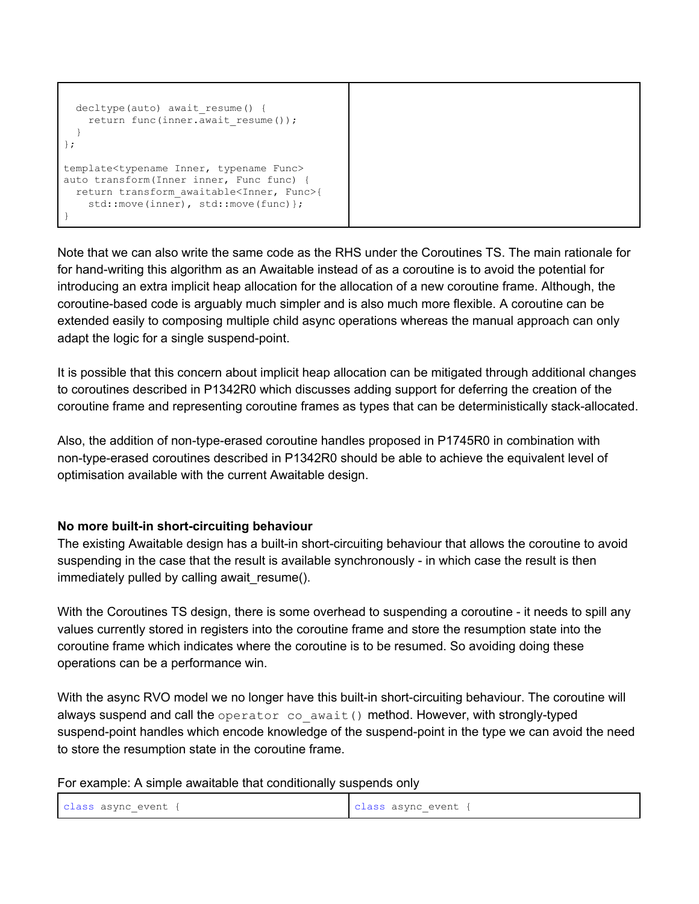| | |
|---|---|
| <pre>  decltype(auto) await_resume() {<br>    return func(inner.await_resume());<br>  }<br>};<br><br>template<typename Inner, typename Func><br>auto transform(Inner inner, Func func) {<br>  return transform_awaitable<Inner, Func>{<br>    std::move(inner), std::move(func)};<br>}</pre> | |

Note that we can also write the same code as the RHS under the Coroutines TS. The main rationale for for hand-writing this algorithm as an Awaitable instead of as a coroutine is to avoid the potential for introducing an extra implicit heap allocation for the allocation of a new coroutine frame. Although, the coroutine-based code is arguably much simpler and is also much more flexible. A coroutine can be extended easily to composing multiple child async operations whereas the manual approach can only adapt the logic for a single suspend-point.

It is possible that this concern about implicit heap allocation can be mitigated through additional changes to coroutines described in P1342R0 which discusses adding support for deferring the creation of the coroutine frame and representing coroutine frames as types that can be deterministically stack-allocated.

Also, the addition of non-type-erased coroutine handles proposed in P1745R0 in combination with non-type-erased coroutines described in P1342R0 should be able to achieve the equivalent level of optimisation available with the current Awaitable design.

**No more built-in short-circuiting behaviour**

The existing Awaitable design has a built-in short-circuiting behaviour that allows the coroutine to avoid suspending in the case that the result is available synchronously - in which case the result is then immediately pulled by calling await_resume().

With the Coroutines TS design, there is some overhead to suspending a coroutine - it needs to spill any values currently stored in registers into the coroutine frame and store the resumption state into the coroutine frame which indicates where the coroutine is to be resumed. So avoiding doing these operations can be a performance win.

With the async RVO model we no longer have this built-in short-circuiting behaviour. The coroutine will always suspend and call the `operator co_await()` method. However, with strongly-typed suspend-point handles which encode knowledge of the suspend-point in the type we can avoid the need to store the resumption state in the coroutine frame.

For example: A simple awaitable that conditionally suspends only

| | |
|---|---|
| <pre>class async_event {</pre> | <pre>class async_event {</pre> |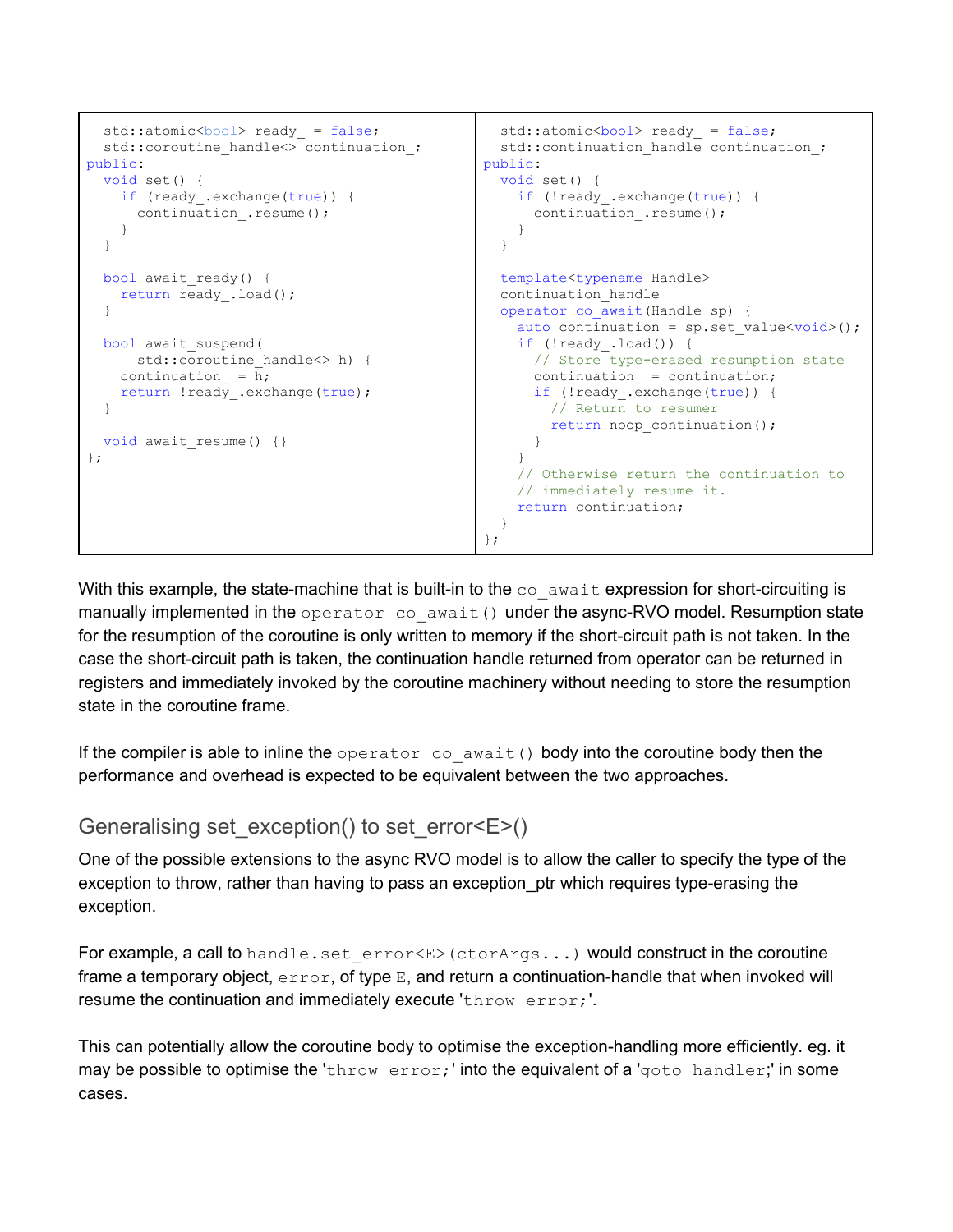| | |
|---|---|
| <pre>  std::atomic<bool> ready_ = false;<br>  std::coroutine_handle<> continuation_;<br>public:<br>  void set() {<br>    if (ready_.exchange(true)) {<br>      continuation_.resume();<br>    }<br>  }<br><br>  bool await_ready() {<br>    return ready_.load();<br>  }<br><br>  bool await_suspend(<br>      std::coroutine_handle<> h) {<br>    continuation_ = h;<br>    return !ready_.exchange(true);<br>  }<br><br>  void await_resume() {}<br>};</pre> | <pre>  std::atomic<bool> ready_ = false;<br>  std::continuation_handle continuation_;<br>public:<br>  void set() {<br>    if (!ready_.exchange(true)) {<br>      continuation_.resume();<br>    }<br>  }<br><br>  template<typename Handle><br>  continuation_handle<br>  operator co_await(Handle sp) {<br>    auto continuation = sp.set_value<void>();<br>    if (!ready_.load()) {<br>      // Store type-erased resumption state<br>      continuation_ = continuation;<br>      if (!ready_.exchange(true)) {<br>        // Return to resumer<br>        return noop_continuation();<br>      }<br>    }<br>    // Otherwise return the continuation to<br>    // immediately resume it.<br>    return continuation;<br>  }<br>};</pre> |

With this example, the state-machine that is built-in to the `co_await` expression for short-circuiting is manually implemented in the `operator co_await()` under the async-RVO model. Resumption state for the resumption of the coroutine is only written to memory if the short-circuit path is not taken. In the case the short-circuit path is taken, the continuation handle returned from operator can be returned in registers and immediately invoked by the coroutine machinery without needing to store the resumption state in the coroutine frame.

If the compiler is able to inline the `operator co_await()` body into the coroutine body then the performance and overhead is expected to be equivalent between the two approaches.

## Generalising set_exception() to set_error<E>()

One of the possible extensions to the async RVO model is to allow the caller to specify the type of the exception to throw, rather than having to pass an exception_ptr which requires type-erasing the exception.

For example, a call to `handle.set_error<E>(ctorArgs...)` would construct in the coroutine frame a temporary object, `error`, of type `E`, and return a continuation-handle that when invoked will resume the continuation and immediately execute '`throw error;`'.

This can potentially allow the coroutine body to optimise the exception-handling more efficiently. eg. it may be possible to optimise the '`throw error;`' into the equivalent of a '`goto handler;`' in some cases.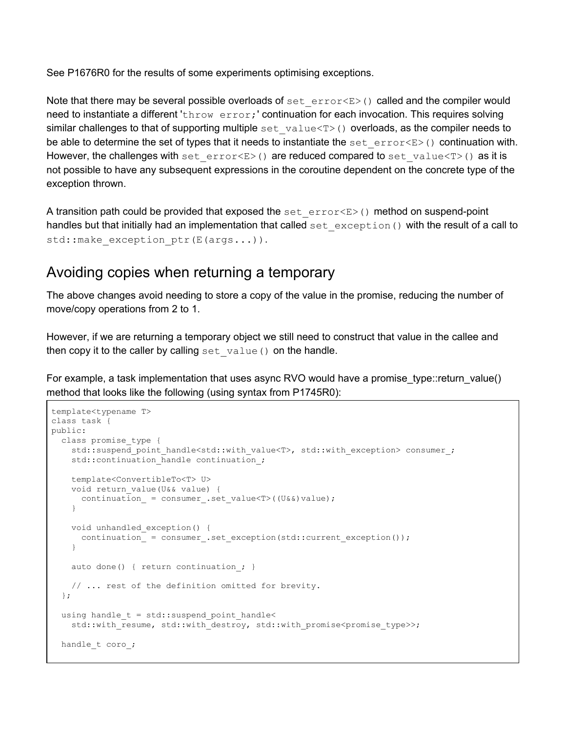See P1676R0 for the results of some experiments optimising exceptions.

Note that there may be several possible overloads of `set_error<E>()` called and the compiler would need to instantiate a different '`throw error;`' continuation for each invocation. This requires solving similar challenges to that of supporting multiple `set_value<T>()` overloads, as the compiler needs to be able to determine the set of types that it needs to instantiate the `set_error<E>()` continuation with. However, the challenges with `set_error<E>()` are reduced compared to `set_value<T>()` as it is not possible to have any subsequent expressions in the coroutine dependent on the concrete type of the exception thrown.

A transition path could be provided that exposed the `set_error<E>()` method on suspend-point handles but that initially had an implementation that called `set_exception()` with the result of a call to `std::make_exception_ptr(E(args...))`.

## Avoiding copies when returning a temporary

The above changes avoid needing to store a copy of the value in the promise, reducing the number of move/copy operations from 2 to 1.

However, if we are returning a temporary object we still need to construct that value in the callee and then copy it to the caller by calling `set_value()` on the handle.

For example, a task implementation that uses async RVO would have a promise_type::return_value() method that looks like the following (using syntax from P1745R0):

```
template<typename T>
class task {
public:
  class promise_type {
    std::suspend_point_handle<std::with_value<T>, std::with_exception> consumer_;
    std::continuation_handle continuation_;

    template<ConvertibleTo<T> U>
    void return_value(U&& value) {
      continuation_ = consumer_.set_value<T>((U&&)value);
    }

    void unhandled_exception() {
      continuation_ = consumer_.set_exception(std::current_exception());
    }

    auto done() { return continuation_; }

    // ... rest of the definition omitted for brevity.
  };

  using handle_t = std::suspend_point_handle<
    std::with_resume, std::with_destroy, std::with_promise<promise_type>>;

  handle_t coro_;
```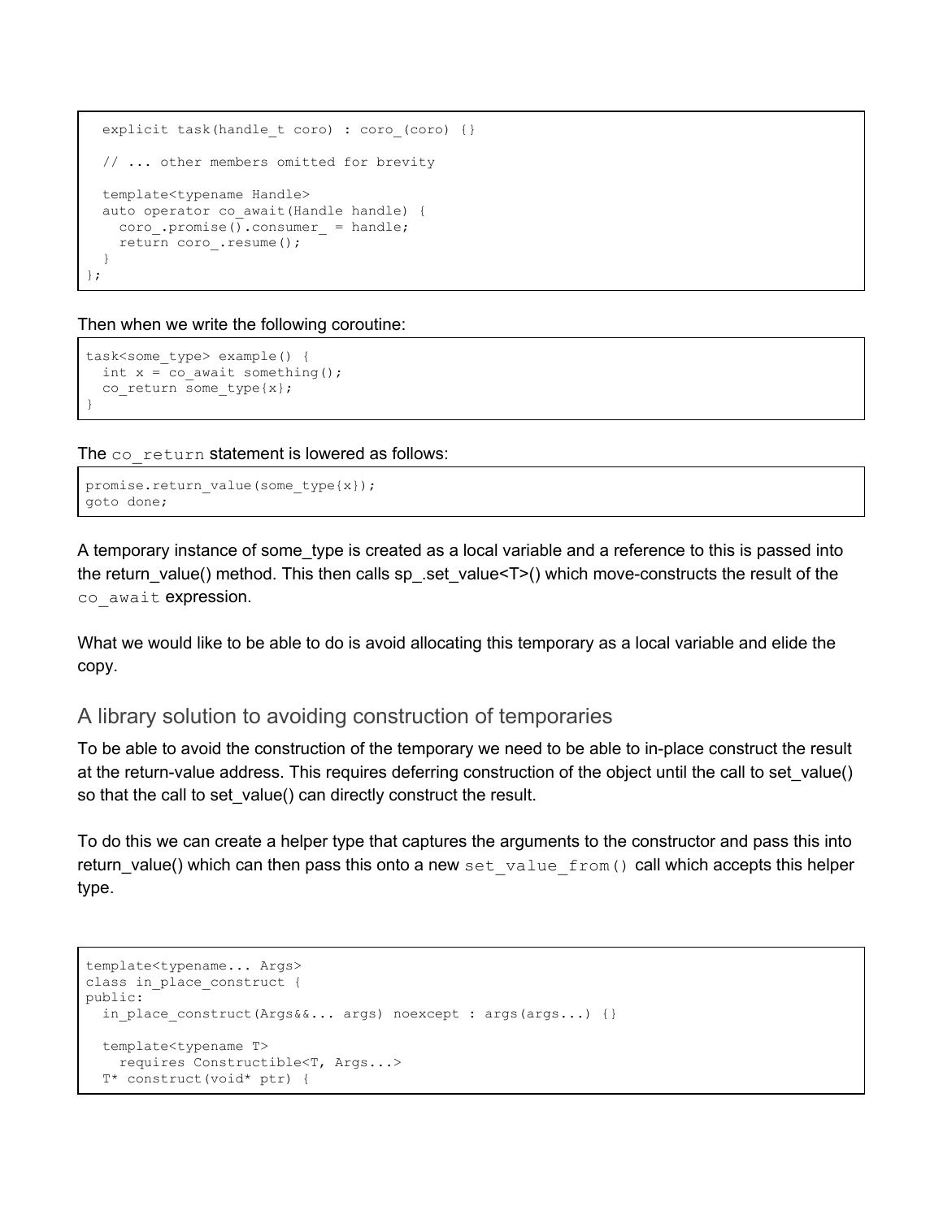```
  explicit task(handle_t coro) : coro_(coro) {}

  // ... other members omitted for brevity

  template<typename Handle>
  auto operator co_await(Handle handle) {
    coro_.promise().consumer_ = handle;
    return coro_.resume();
  }
};
```

Then when we write the following coroutine:

```
task<some_type> example() {
  int x = co_await something();
  co_return some_type{x};
}
```

The `co_return` statement is lowered as follows:

```
promise.return_value(some_type{x});
goto done;
```

A temporary instance of some_type is created as a local variable and a reference to this is passed into the return_value() method. This then calls sp_.set_value<T>() which move-constructs the result of the `co_await` expression.

What we would like to be able to do is avoid allocating this temporary as a local variable and elide the copy.

## A library solution to avoiding construction of temporaries

To be able to avoid the construction of the temporary we need to be able to in-place construct the result at the return-value address. This requires deferring construction of the object until the call to set_value() so that the call to set_value() can directly construct the result.

To do this we can create a helper type that captures the arguments to the constructor and pass this into return_value() which can then pass this onto a new `set_value_from()` call which accepts this helper type.

```
template<typename... Args>
class in_place_construct {
public:
  in_place_construct(Args&&... args) noexcept : args(args...) {}

  template<typename T>
    requires Constructible<T, Args...>
  T* construct(void* ptr) {
```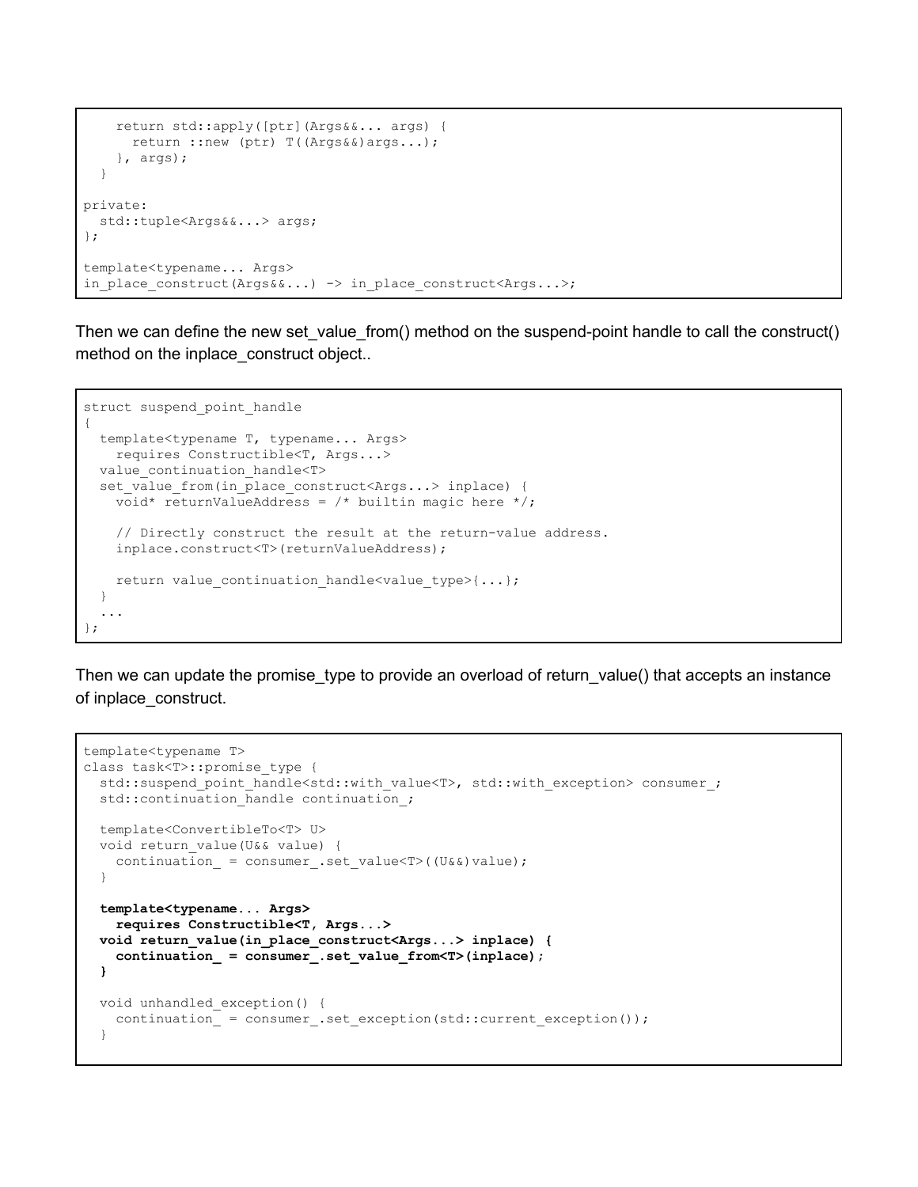```
    return std::apply([ptr](Args&&... args) {
      return ::new (ptr) T((Args&&)args...);
    }, args);
  }

private:
  std::tuple<Args&&...> args;
};

template<typename... Args>
in_place_construct(Args&&...) -> in_place_construct<Args...>;
```

Then we can define the new set_value_from() method on the suspend-point handle to call the construct() method on the inplace_construct object..

```
struct suspend_point_handle
{
  template<typename T, typename... Args>
    requires Constructible<T, Args...>
  value_continuation_handle<T>
  set_value_from(in_place_construct<Args...> inplace) {
    void* returnValueAddress = /* builtin magic here */;

    // Directly construct the result at the return-value address.
    inplace.construct<T>(returnValueAddress);

    return value_continuation_handle<value_type>{...};
  }
  ...
};
```

Then we can update the promise_type to provide an overload of return_value() that accepts an instance of inplace_construct.

```
template<typename T>
class task<T>::promise_type {
  std::suspend_point_handle<std::with_value<T>, std::with_exception> consumer_;
  std::continuation_handle continuation_;

  template<ConvertibleTo<T> U>
  void return_value(U&& value) {
    continuation_ = consumer_.set_value<T>((U&&)value);
  }

  template<typename... Args>
    requires Constructible<T, Args...>
  void return_value(in_place_construct<Args...> inplace) {
    continuation_ = consumer_.set_value_from<T>(inplace);
  }

  void unhandled_exception() {
    continuation_ = consumer_.set_exception(std::current_exception());
  }
```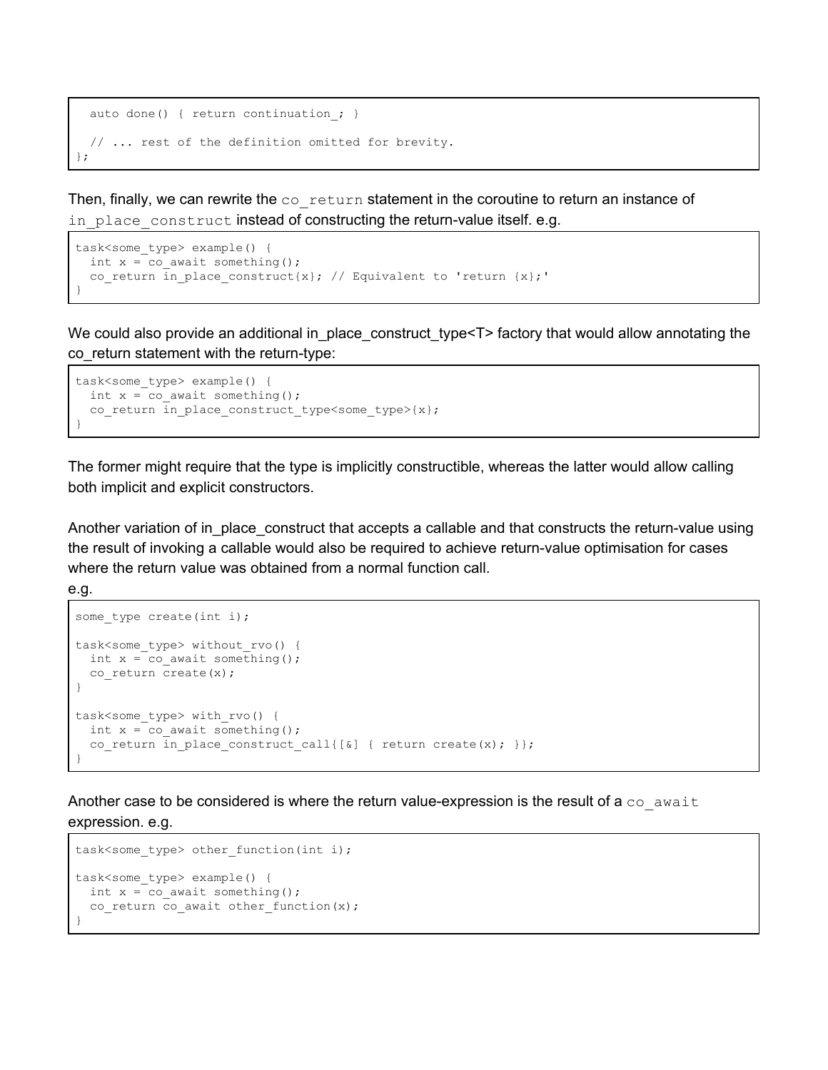```
  auto done() { return continuation_; }

  // ... rest of the definition omitted for brevity.
};
```

Then, finally, we can rewrite the `co_return` statement in the coroutine to return an instance of `in_place_construct` instead of constructing the return-value itself. e.g.

```
task<some_type> example() {
  int x = co_await something();
  co_return in_place_construct{x}; // Equivalent to 'return {x};'
}
```

We could also provide an additional in_place_construct_type<T> factory that would allow annotating the co_return statement with the return-type:

```
task<some_type> example() {
  int x = co_await something();
  co_return in_place_construct_type<some_type>{x};
}
```

The former might require that the type is implicitly constructible, whereas the latter would allow calling both implicit and explicit constructors.

Another variation of in_place_construct that accepts a callable and that constructs the return-value using the result of invoking a callable would also be required to achieve return-value optimisation for cases where the return value was obtained from a normal function call.

e.g.

```
some_type create(int i);

task<some_type> without_rvo() {
  int x = co_await something();
  co_return create(x);
}

task<some_type> with_rvo() {
  int x = co_await something();
  co_return in_place_construct_call{[&] { return create(x); }};
}
```

Another case to be considered is where the return value-expression is the result of a `co_await` expression. e.g.

```
task<some_type> other_function(int i);

task<some_type> example() {
  int x = co_await something();
  co_return co_await other_function(x);
}
```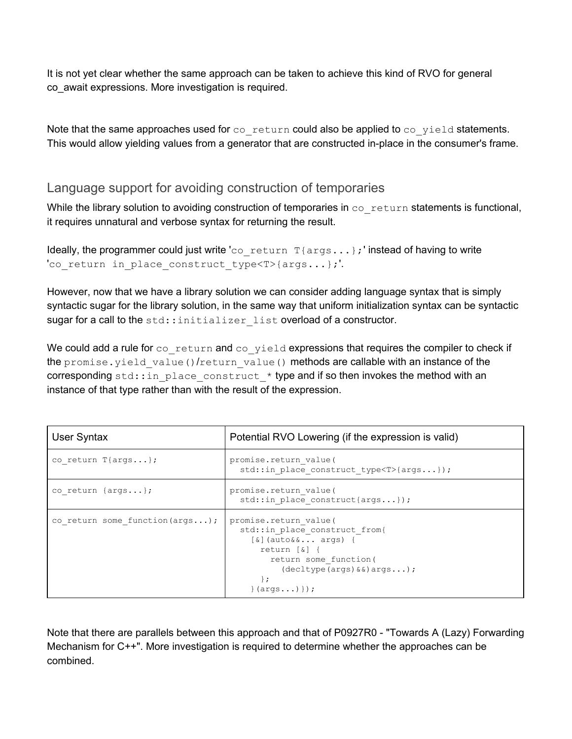It is not yet clear whether the same approach can be taken to achieve this kind of RVO for general co_await expressions. More investigation is required.

Note that the same approaches used for `co_return` could also be applied to `co_yield` statements. This would allow yielding values from a generator that are constructed in-place in the consumer's frame.

## Language support for avoiding construction of temporaries

While the library solution to avoiding construction of temporaries in `co_return` statements is functional, it requires unnatural and verbose syntax for returning the result.

Ideally, the programmer could just write '`co_return T{args...};`' instead of having to write '`co_return in_place_construct_type<T>{args...};`'.

However, now that we have a library solution we can consider adding language syntax that is simply syntactic sugar for the library solution, in the same way that uniform initialization syntax can be syntactic sugar for a call to the `std::initializer_list` overload of a constructor.

We could add a rule for `co_return` and `co_yield` expressions that requires the compiler to check if the `promise.yield_value()`/`return_value()` methods are callable with an instance of the corresponding `std::in_place_construct_*` type and if so then invokes the method with an instance of that type rather than with the result of the expression.

| User Syntax | Potential RVO Lowering (if the expression is valid) |
| --- | --- |
| `co_return T{args...};` | `promise.return_value( std::in_place_construct_type<T>{args...});` |
| `co_return {args...};` | `promise.return_value( std::in_place_construct{args...});` |
| `co_return some_function(args...);` | `promise.return_value( std::in_place_construct_from{ [&](auto&&... args) { return [&] { return some_function( (decltype(args)&&)args...); }; }(args...)});` |

Note that there are parallels between this approach and that of P0927R0 - "Towards A (Lazy) Forwarding Mechanism for C++". More investigation is required to determine whether the approaches can be combined.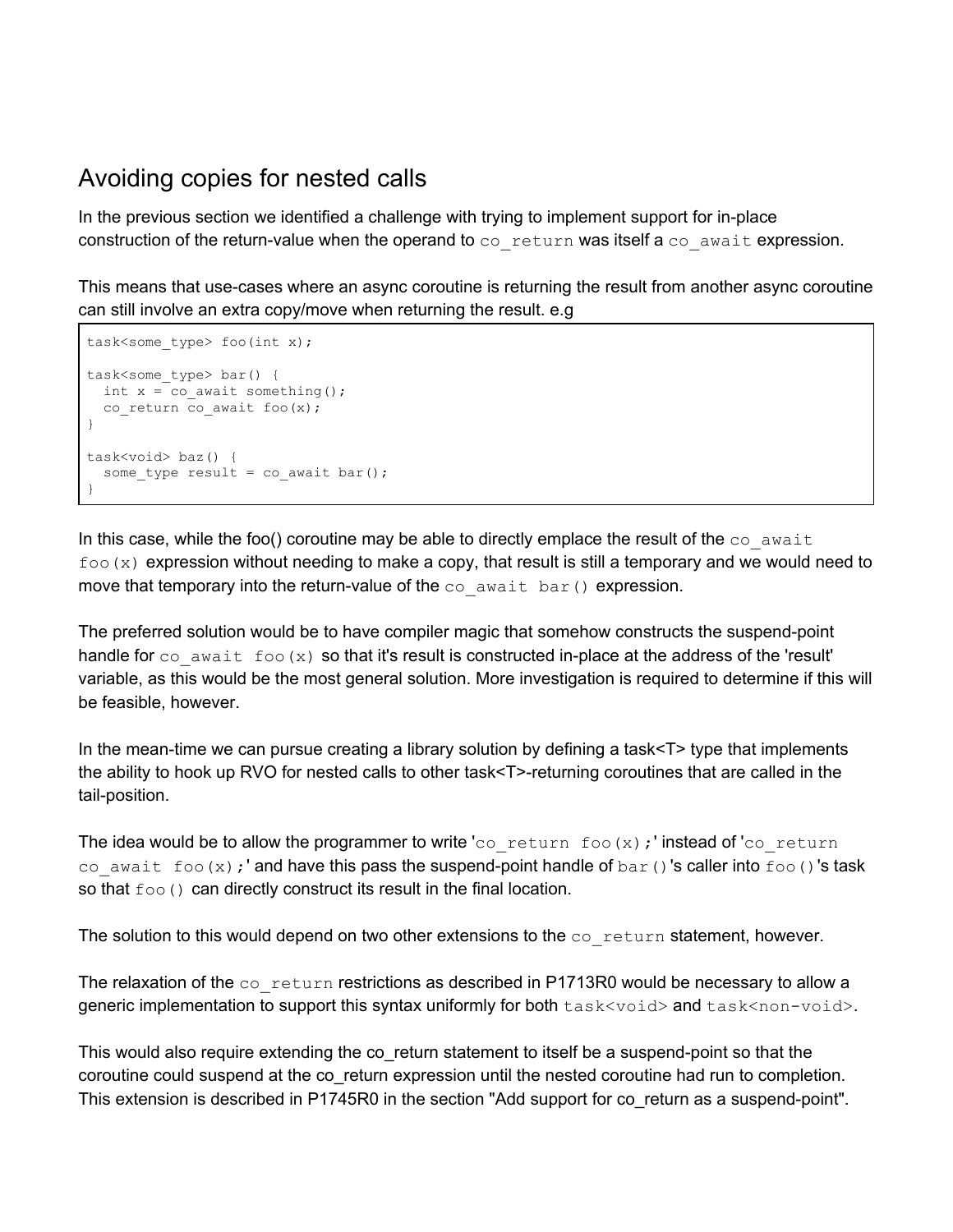## Avoiding copies for nested calls

In the previous section we identified a challenge with trying to implement support for in-place construction of the return-value when the operand to `co_return` was itself a `co_await` expression.

This means that use-cases where an async coroutine is returning the result from another async coroutine can still involve an extra copy/move when returning the result. e.g

```
task<some_type> foo(int x);

task<some_type> bar() {
  int x = co_await something();
  co_return co_await foo(x);
}

task<void> baz() {
  some_type result = co_await bar();
}
```

In this case, while the foo() coroutine may be able to directly emplace the result of the `co_await foo(x)` expression without needing to make a copy, that result is still a temporary and we would need to move that temporary into the return-value of the `co_await bar()` expression.

The preferred solution would be to have compiler magic that somehow constructs the suspend-point handle for `co_await foo(x)` so that it's result is constructed in-place at the address of the 'result' variable, as this would be the most general solution. More investigation is required to determine if this will be feasible, however.

In the mean-time we can pursue creating a library solution by defining a task<T> type that implements the ability to hook up RVO for nested calls to other task<T>-returning coroutines that are called in the tail-position.

The idea would be to allow the programmer to write '`co_return foo(x);`' instead of '`co_return co_await foo(x);`' and have this pass the suspend-point handle of `bar()`'s caller into `foo()`'s task so that `foo()` can directly construct its result in the final location.

The solution to this would depend on two other extensions to the `co_return` statement, however.

The relaxation of the `co_return` restrictions as described in P1713R0 would be necessary to allow a generic implementation to support this syntax uniformly for both `task<void>` and `task<non-void>`.

This would also require extending the co_return statement to itself be a suspend-point so that the coroutine could suspend at the co_return expression until the nested coroutine had run to completion. This extension is described in P1745R0 in the section "Add support for co_return as a suspend-point".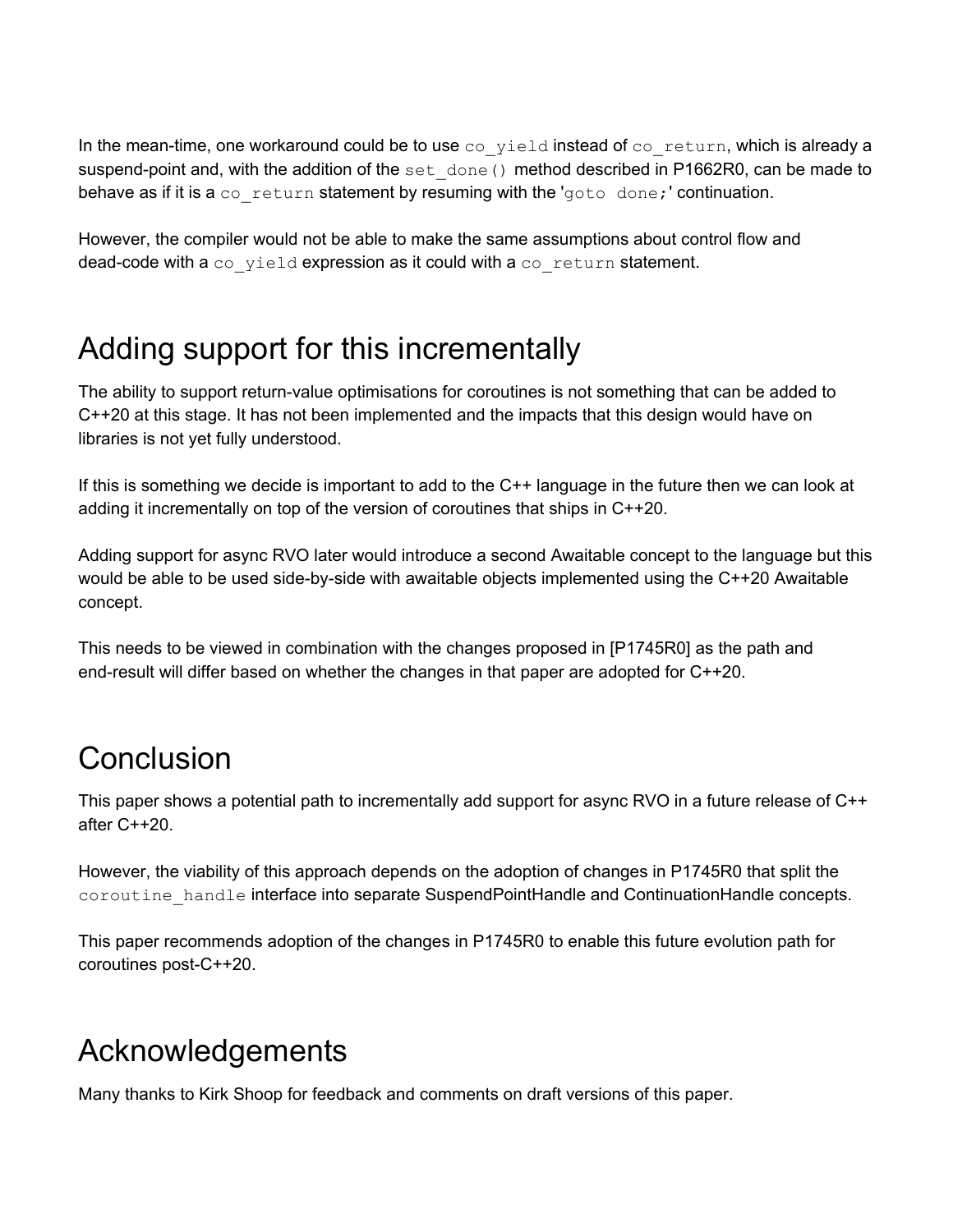In the mean-time, one workaround could be to use `co_yield` instead of `co_return`, which is already a suspend-point and, with the addition of the `set_done()` method described in P1662R0, can be made to behave as if it is a `co_return` statement by resuming with the '`goto done;`' continuation.

However, the compiler would not be able to make the same assumptions about control flow and dead-code with a `co_yield` expression as it could with a `co_return` statement.

# Adding support for this incrementally

The ability to support return-value optimisations for coroutines is not something that can be added to C++20 at this stage. It has not been implemented and the impacts that this design would have on libraries is not yet fully understood.

If this is something we decide is important to add to the C++ language in the future then we can look at adding it incrementally on top of the version of coroutines that ships in C++20.

Adding support for async RVO later would introduce a second Awaitable concept to the language but this would be able to be used side-by-side with awaitable objects implemented using the C++20 Awaitable concept.

This needs to be viewed in combination with the changes proposed in [P1745R0] as the path and end-result will differ based on whether the changes in that paper are adopted for C++20.

# Conclusion

This paper shows a potential path to incrementally add support for async RVO in a future release of C++ after C++20.

However, the viability of this approach depends on the adoption of changes in P1745R0 that split the `coroutine_handle` interface into separate SuspendPointHandle and ContinuationHandle concepts.

This paper recommends adoption of the changes in P1745R0 to enable this future evolution path for coroutines post-C++20.

# Acknowledgements

Many thanks to Kirk Shoop for feedback and comments on draft versions of this paper.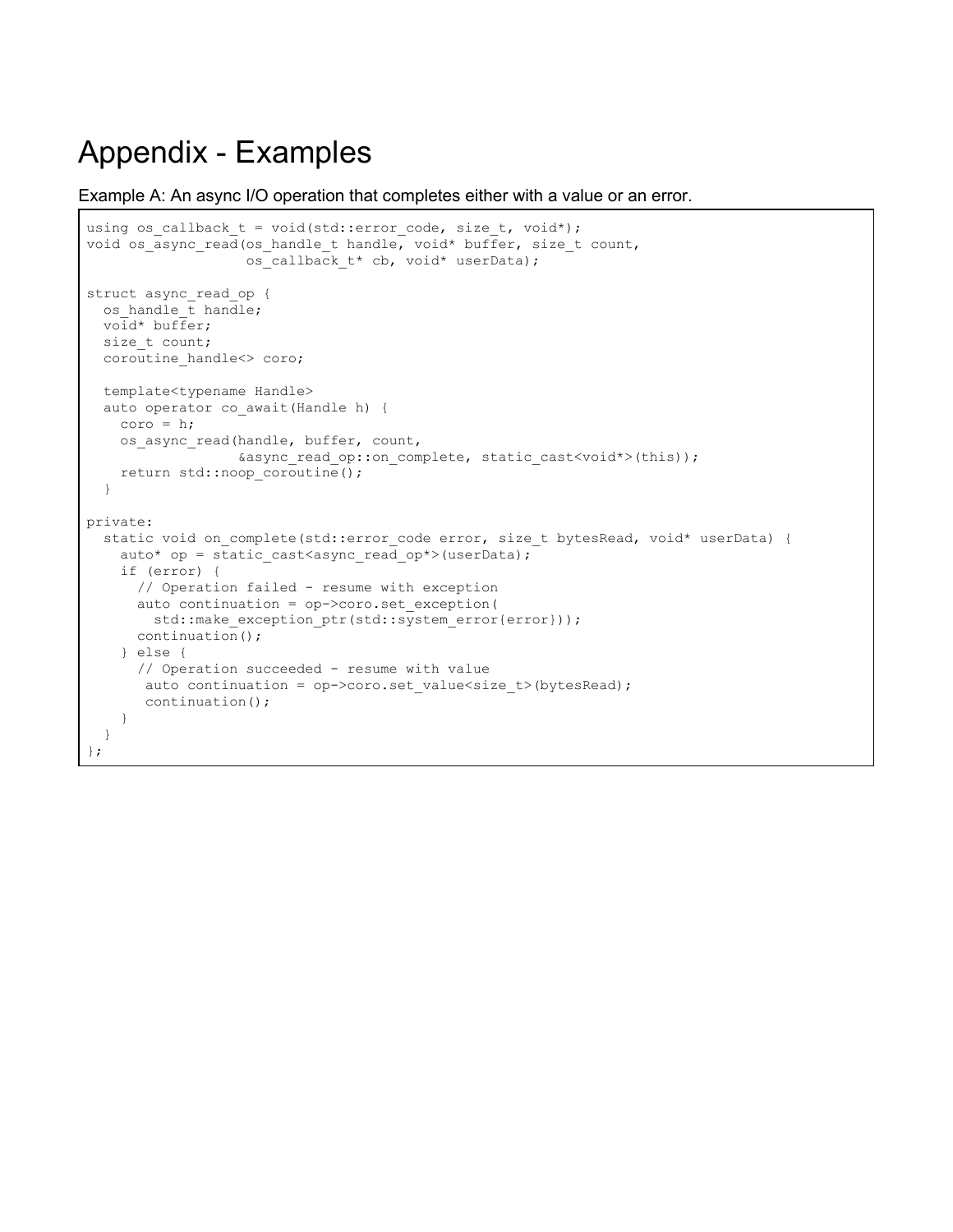# Appendix - Examples

Example A: An async I/O operation that completes either with a value or an error.

```
using os_callback_t = void(std::error_code, size_t, void*);
void os_async_read(os_handle_t handle, void* buffer, size_t count,
                   os_callback_t* cb, void* userData);

struct async_read_op {
  os_handle_t handle;
  void* buffer;
  size_t count;
  coroutine_handle<> coro;

  template<typename Handle>
  auto operator co_await(Handle h) {
    coro = h;
    os_async_read(handle, buffer, count,
                  &async_read_op::on_complete, static_cast<void*>(this));
    return std::noop_coroutine();
  }

private:
  static void on_complete(std::error_code error, size_t bytesRead, void* userData) {
    auto* op = static_cast<async_read_op*>(userData);
    if (error) {
      // Operation failed - resume with exception
      auto continuation = op->coro.set_exception(
        std::make_exception_ptr(std::system_error{error}));
      continuation();
    } else {
      // Operation succeeded - resume with value
       auto continuation = op->coro.set_value<size_t>(bytesRead);
       continuation();
    }
  }
};
```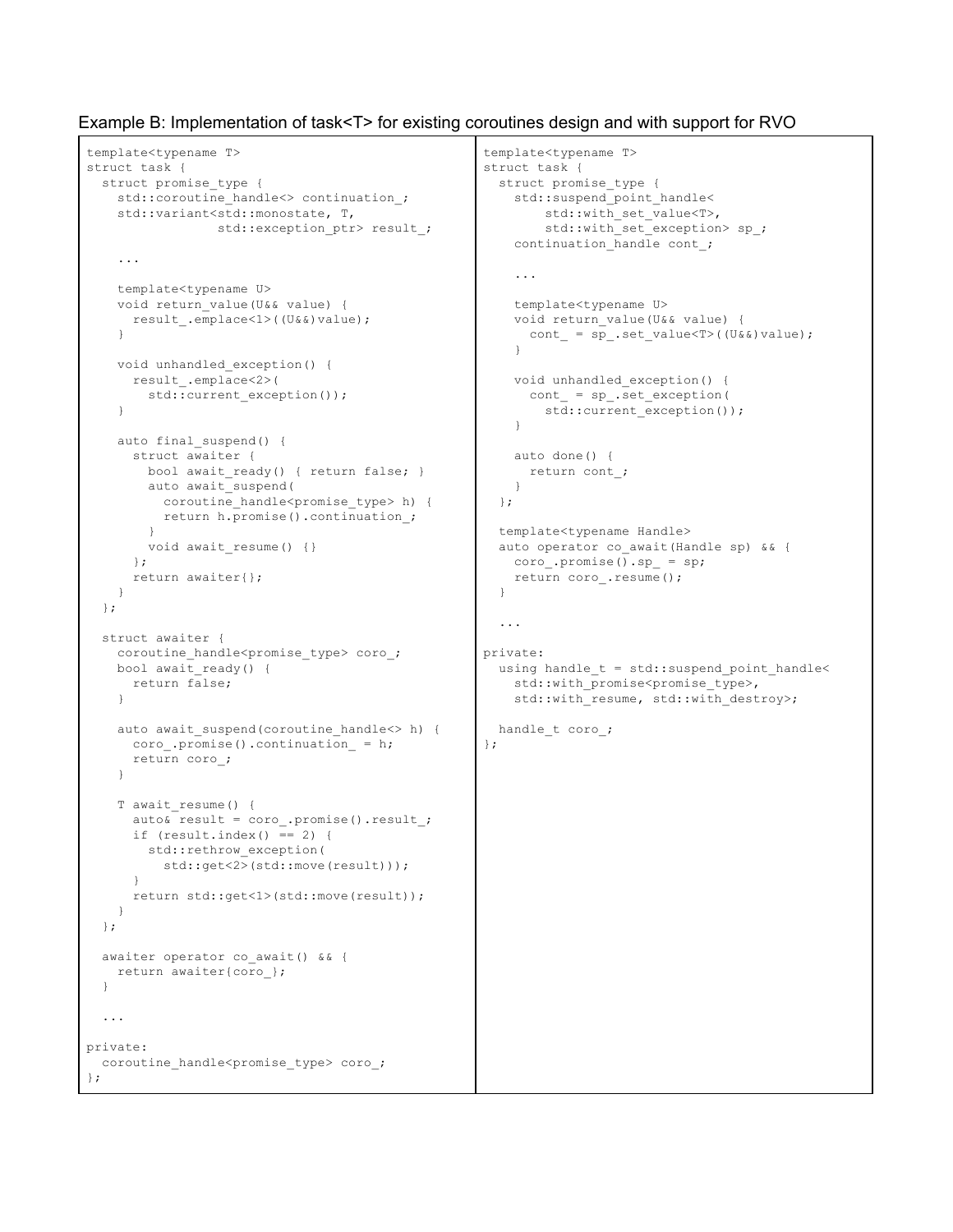Example B: Implementation of task<T> for existing coroutines design and with support for RVO

```
template<typename T>
struct task {
  struct promise_type {
    std::coroutine_handle<> continuation_;
    std::variant<std::monostate, T,
                 std::exception_ptr> result_;

    ...

    template<typename U>
    void return_value(U&& value) {
      result_.emplace<1>((U&&)value);
    }

    void unhandled_exception() {
      result_.emplace<2>(
        std::current_exception());
    }

    auto final_suspend() {
      struct awaiter {
        bool await_ready() { return false; }
        auto await_suspend(
          coroutine_handle<promise_type> h) {
          return h.promise().continuation_;
        }
        void await_resume() {}
      };
      return awaiter{};
    }
  };

  struct awaiter {
    coroutine_handle<promise_type> coro_;
    bool await_ready() {
      return false;
    }

    auto await_suspend(coroutine_handle<> h) {
      coro_.promise().continuation_ = h;
      return coro_;
    }

    T await_resume() {
      auto& result = coro_.promise().result_;
      if (result.index() == 2) {
        std::rethrow_exception(
          std::get<2>(std::move(result)));
      }
      return std::get<1>(std::move(result));
    }
  };

  awaiter operator co_await() && {
    return awaiter{coro_};
  }

  ...

private:
  coroutine_handle<promise_type> coro_;
};
```

```
template<typename T>
struct task {
  struct promise_type {
    std::suspend_point_handle<
        std::with_set_value<T>,
        std::with_set_exception> sp_;
    continuation_handle cont_;

    ...

    template<typename U>
    void return_value(U&& value) {
      cont_ = sp_.set_value<T>((U&&)value);
    }

    void unhandled_exception() {
      cont_ = sp_.set_exception(
        std::current_exception());
    }

    auto done() {
      return cont_;
    }
  };

  template<typename Handle>
  auto operator co_await(Handle sp) && {
    coro_.promise().sp_ = sp;
    return coro_.resume();
  }

  ...

private:
  using handle_t = std::suspend_point_handle<
    std::with_promise<promise_type>,
    std::with_resume, std::with_destroy>;

  handle_t coro_;
};
```